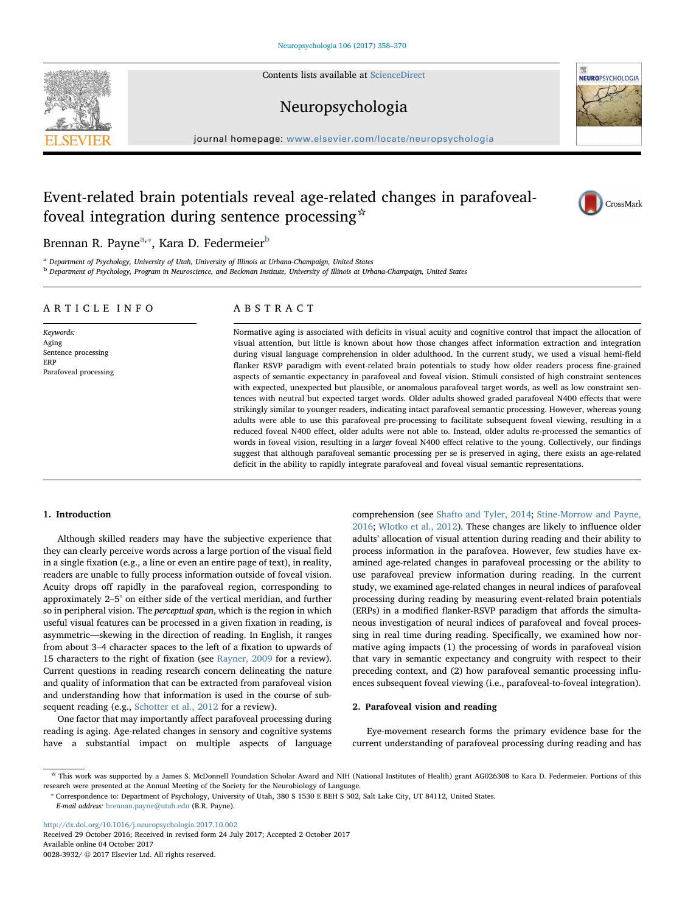# Event-related brain potentials reveal age-related changes in parafoveal-foveal integration during sentence processing☆

Brennan R. Payne[a,*], Kara D. Federmeier[b]

[a] Department of Psychology, University of Utah, University of Illinois at Urbana-Champaign, United States

[b] Department of Psychology, Program in Neuroscience, and Beckman Institute, University of Illinois at Urbana-Champaign, United States

## ARTICLE INFO

*Keywords:*
Aging
Sentence processing
ERP
Parafoveal processing

## ABSTRACT

Normative aging is associated with deficits in visual acuity and cognitive control that impact the allocation of visual attention, but little is known about how those changes affect information extraction and integration during visual language comprehension in older adulthood. In the current study, we used a visual hemi-field flanker RSVP paradigm with event-related brain potentials to study how older readers process fine-grained aspects of semantic expectancy in parafoveal and foveal vision. Stimuli consisted of high constraint sentences with expected, unexpected but plausible, or anomalous parafoveal target words, as well as low constraint sentences with neutral but expected target words. Older adults showed graded parafoveal N400 effects that were strikingly similar to younger readers, indicating intact parafoveal semantic processing. However, whereas young adults were able to use this parafoveal pre-processing to facilitate subsequent foveal viewing, resulting in a reduced foveal N400 effect, older adults were not able to. Instead, older adults re-processed the semantics of words in foveal vision, resulting in a *larger* foveal N400 effect relative to the young. Collectively, our findings suggest that although parafoveal semantic processing per se is preserved in aging, there exists an age-related deficit in the ability to rapidly integrate parafoveal and foveal visual semantic representations.

## 1. Introduction

Although skilled readers may have the subjective experience that they can clearly perceive words across a large portion of the visual field in a single fixation (e.g., a line or even an entire page of text), in reality, readers are unable to fully process information outside of foveal vision. Acuity drops off rapidly in the parafoveal region, corresponding to approximately 2–5° on either side of the vertical meridian, and further so in peripheral vision. The *perceptual span*, which is the region in which useful visual features can be processed in a given fixation in reading, is asymmetric—skewing in the direction of reading. In English, it ranges from about 3–4 character spaces to the left of a fixation to upwards of 15 characters to the right of fixation (see Rayner, 2009 for a review). Current questions in reading research concern delineating the nature and quality of information that can be extracted from parafoveal vision and understanding how that information is used in the course of subsequent reading (e.g., Schotter et al., 2012 for a review).

One factor that may importantly affect parafoveal processing during reading is aging. Age-related changes in sensory and cognitive systems have a substantial impact on multiple aspects of language comprehension (see Shafto and Tyler, 2014; Stine-Morrow and Payne, 2016; Wlotko et al., 2012). These changes are likely to influence older adults' allocation of visual attention during reading and their ability to process information in the parafovea. However, few studies have examined age-related changes in parafoveal processing or the ability to use parafoveal preview information during reading. In the current study, we examined age-related changes in neural indices of parafoveal processing during reading by measuring event-related brain potentials (ERPs) in a modified flanker-RSVP paradigm that affords the simultaneous investigation of neural indices of parafoveal and foveal processing in real time during reading. Specifically, we examined how normative aging impacts (1) the processing of words in parafoveal vision that vary in semantic expectancy and congruity with respect to their preceding context, and (2) how parafoveal semantic processing influences subsequent foveal viewing (i.e., parafoveal-to-foveal integration).

## 2. Parafoveal vision and reading

Eye-movement research forms the primary evidence base for the current understanding of parafoveal processing during reading and has

☆ This work was supported by a James S. McDonnell Foundation Scholar Award and NIH (National Institutes of Health) grant AG026308 to Kara D. Federmeier. Portions of this research were presented at the Annual Meeting of the Society for the Neurobiology of Language.

* Correspondence to: Department of Psychology, University of Utah, 380 S 1530 E BEH S 502, Salt Lake City, UT 84112, United States.
*E-mail address:* brennan.payne@utah.edu (B.R. Payne).

http://dx.doi.org/10.1016/j.neuropsychologia.2017.10.002
Received 29 October 2016; Received in revised form 24 July 2017; Accepted 2 October 2017
Available online 04 October 2017
0028-3932/ © 2017 Elsevier Ltd. All rights reserved.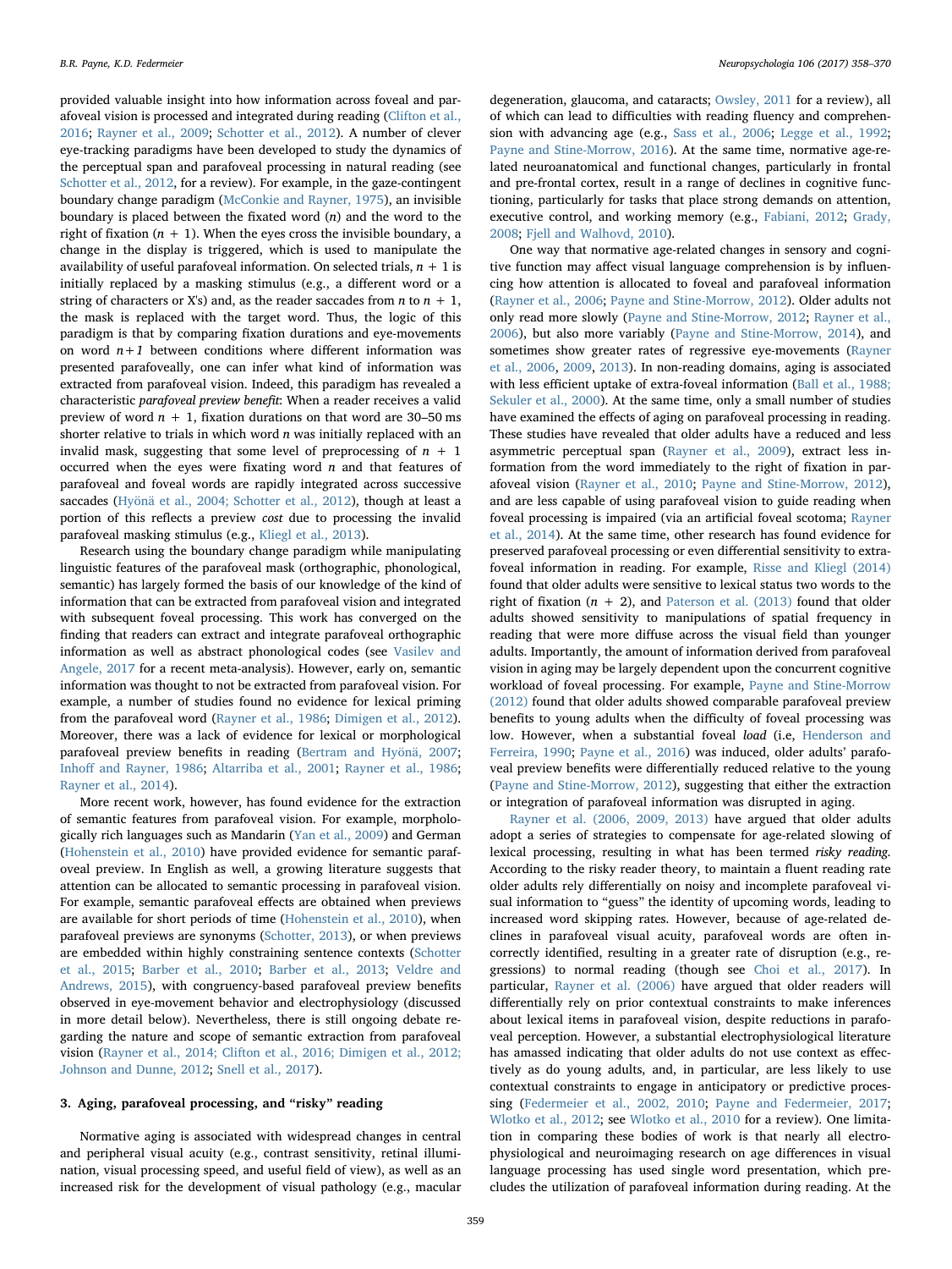provided valuable insight into how information across foveal and parafoveal vision is processed and integrated during reading (Clifton et al., 2016; Rayner et al., 2009; Schotter et al., 2012). A number of clever eye-tracking paradigms have been developed to study the dynamics of the perceptual span and parafoveal processing in natural reading (see Schotter et al., 2012, for a review). For example, in the gaze-contingent boundary change paradigm (McConkie and Rayner, 1975), an invisible boundary is placed between the fixated word ($n$) and the word to the right of fixation ($n + 1$). When the eyes cross the invisible boundary, a change in the display is triggered, which is used to manipulate the availability of useful parafoveal information. On selected trials, $n + 1$ is initially replaced by a masking stimulus (e.g., a different word or a string of characters or X's) and, as the reader saccades from $n$ to $n + 1$, the mask is replaced with the target word. Thus, the logic of this paradigm is that by comparing fixation durations and eye-movements on word $n+1$ between conditions where different information was presented parafoveally, one can infer what kind of information was extracted from parafoveal vision. Indeed, this paradigm has revealed a characteristic *parafoveal preview benefit*: When a reader receives a valid preview of word $n + 1$, fixation durations on that word are 30–50 ms shorter relative to trials in which word $n$ was initially replaced with an invalid mask, suggesting that some level of preprocessing of $n + 1$ occurred when the eyes were fixating word $n$ and that features of parafoveal and foveal words are rapidly integrated across successive saccades (Hyönä et al., 2004; Schotter et al., 2012), though at least a portion of this reflects a preview *cost* due to processing the invalid parafoveal masking stimulus (e.g., Kliegl et al., 2013).

Research using the boundary change paradigm while manipulating linguistic features of the parafoveal mask (orthographic, phonological, semantic) has largely formed the basis of our knowledge of the kind of information that can be extracted from parafoveal vision and integrated with subsequent foveal processing. This work has converged on the finding that readers can extract and integrate parafoveal orthographic information as well as abstract phonological codes (see Vasilev and Angele, 2017 for a recent meta-analysis). However, early on, semantic information was thought to not be extracted from parafoveal vision. For example, a number of studies found no evidence for lexical priming from the parafoveal word (Rayner et al., 1986; Dimigen et al., 2012). Moreover, there was a lack of evidence for lexical or morphological parafoveal preview benefits in reading (Bertram and Hyönä, 2007; Inhoff and Rayner, 1986; Altarriba et al., 2001; Rayner et al., 1986; Rayner et al., 2014).

More recent work, however, has found evidence for the extraction of semantic features from parafoveal vision. For example, morphologically rich languages such as Mandarin (Yan et al., 2009) and German (Hohenstein et al., 2010) have provided evidence for semantic parafoveal preview. In English as well, a growing literature suggests that attention can be allocated to semantic processing in parafoveal vision. For example, semantic parafoveal effects are obtained when previews are available for short periods of time (Hohenstein et al., 2010), when parafoveal previews are synonyms (Schotter, 2013), or when previews are embedded within highly constraining sentence contexts (Schotter et al., 2015; Barber et al., 2010; Barber et al., 2013; Veldre and Andrews, 2015), with congruency-based parafoveal preview benefits observed in eye-movement behavior and electrophysiology (discussed in more detail below). Nevertheless, there is still ongoing debate regarding the nature and scope of semantic extraction from parafoveal vision (Rayner et al., 2014; Clifton et al., 2016; Dimigen et al., 2012; Johnson and Dunne, 2012; Snell et al., 2017).

## 3. Aging, parafoveal processing, and "risky" reading

Normative aging is associated with widespread changes in central and peripheral visual acuity (e.g., contrast sensitivity, retinal illumination, visual processing speed, and useful field of view), as well as an increased risk for the development of visual pathology (e.g., macular degeneration, glaucoma, and cataracts; Owsley, 2011 for a review), all of which can lead to difficulties with reading fluency and comprehension with advancing age (e.g., Sass et al., 2006; Legge et al., 1992; Payne and Stine-Morrow, 2016). At the same time, normative age-related neuroanatomical and functional changes, particularly in frontal and pre-frontal cortex, result in a range of declines in cognitive functioning, particularly for tasks that place strong demands on attention, executive control, and working memory (e.g., Fabiani, 2012; Grady, 2008; Fjell and Walhovd, 2010).

One way that normative age-related changes in sensory and cognitive function may affect visual language comprehension is by influencing how attention is allocated to foveal and parafoveal information (Rayner et al., 2006; Payne and Stine-Morrow, 2012). Older adults not only read more slowly (Payne and Stine-Morrow, 2012; Rayner et al., 2006), but also more variably (Payne and Stine-Morrow, 2014), and sometimes show greater rates of regressive eye-movements (Rayner et al., 2006, 2009, 2013). In non-reading domains, aging is associated with less efficient uptake of extra-foveal information (Ball et al., 1988; Sekuler et al., 2000). At the same time, only a small number of studies have examined the effects of aging on parafoveal processing in reading. These studies have revealed that older adults have a reduced and less asymmetric perceptual span (Rayner et al., 2009), extract less information from the word immediately to the right of fixation in parafoveal vision (Rayner et al., 2010; Payne and Stine-Morrow, 2012), and are less capable of using parafoveal vision to guide reading when foveal processing is impaired (via an artificial foveal scotoma; Rayner et al., 2014). At the same time, other research has found evidence for preserved parafoveal processing or even differential sensitivity to extra-foveal information in reading. For example, Risse and Kliegl (2014) found that older adults were sensitive to lexical status two words to the right of fixation ($n + 2$), and Paterson et al. (2013) found that older adults showed sensitivity to manipulations of spatial frequency in reading that were more diffuse across the visual field than younger adults. Importantly, the amount of information derived from parafoveal vision in aging may be largely dependent upon the concurrent cognitive workload of foveal processing. For example, Payne and Stine-Morrow (2012) found that older adults showed comparable parafoveal preview benefits to young adults when the difficulty of foveal processing was low. However, when a substantial foveal *load* (i.e, Henderson and Ferreira, 1990; Payne et al., 2016) was induced, older adults' parafoveal preview benefits were differentially reduced relative to the young (Payne and Stine-Morrow, 2012), suggesting that either the extraction or integration of parafoveal information was disrupted in aging.

Rayner et al. (2006, 2009, 2013) have argued that older adults adopt a series of strategies to compensate for age-related slowing of lexical processing, resulting in what has been termed *risky reading*. According to the risky reader theory, to maintain a fluent reading rate older adults rely differentially on noisy and incomplete parafoveal visual information to "guess" the identity of upcoming words, leading to increased word skipping rates. However, because of age-related declines in parafoveal visual acuity, parafoveal words are often incorrectly identified, resulting in a greater rate of disruption (e.g., regressions) to normal reading (though see Choi et al., 2017). In particular, Rayner et al. (2006) have argued that older readers will differentially rely on prior contextual constraints to make inferences about lexical items in parafoveal vision, despite reductions in parafoveal perception. However, a substantial electrophysiological literature has amassed indicating that older adults do not use context as effectively as do young adults, and, in particular, are less likely to use contextual constraints to engage in anticipatory or predictive processing (Federmeier et al., 2002, 2010; Payne and Federmeier, 2017; Wlotko et al., 2012; see Wlotko et al., 2010 for a review). One limitation in comparing these bodies of work is that nearly all electrophysiological and neuroimaging research on age differences in visual language processing has used single word presentation, which precludes the utilization of parafoveal information during reading. At the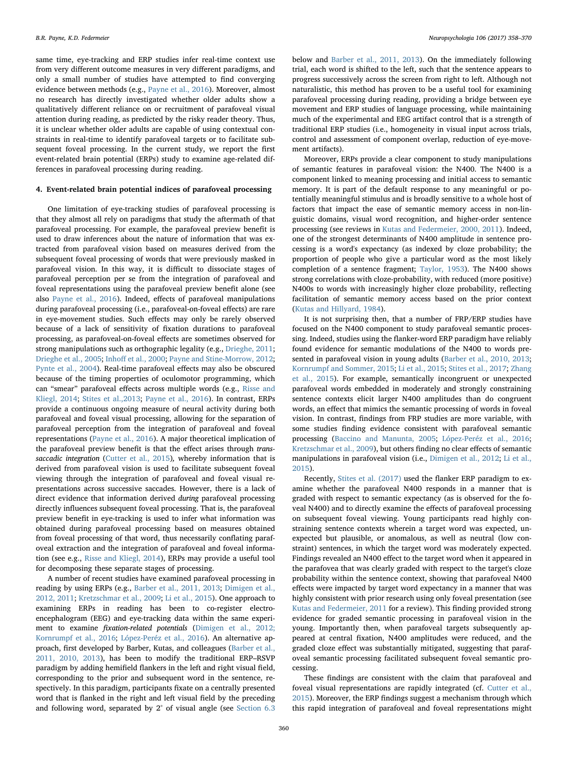same time, eye-tracking and ERP studies infer real-time context use from very different outcome measures in very different paradigms, and only a small number of studies have attempted to find converging evidence between methods (e.g., Payne et al., 2016). Moreover, almost no research has directly investigated whether older adults show a qualitatively different reliance on or recruitment of parafoveal visual attention during reading, as predicted by the risky reader theory. Thus, it is unclear whether older adults are capable of using contextual constraints in real-time to identify parafoveal targets or to facilitate subsequent foveal processing. In the current study, we report the first event-related brain potential (ERPs) study to examine age-related differences in parafoveal processing during reading.

## 4. Event-related brain potential indices of parafoveal processing

One limitation of eye-tracking studies of parafoveal processing is that they almost all rely on paradigms that study the aftermath of that parafoveal processing. For example, the parafoveal preview benefit is used to draw inferences about the nature of information that was extracted from parafoveal vision based on measures derived from the subsequent foveal processing of words that were previously masked in parafoveal vision. In this way, it is difficult to dissociate stages of parafoveal perception per se from the integration of parafoveal and foveal representations using the parafoveal preview benefit alone (see also Payne et al., 2016). Indeed, effects of parafoveal manipulations during parafoveal processing (i.e., parafoveal-on-foveal effects) are rare in eye-movement studies. Such effects may only be rarely observed because of a lack of sensitivity of fixation durations to parafoveal processing, as parafoveal-on-foveal effects are sometimes observed for strong manipulations such as orthographic legality (e.g., Drieghe, 2011; Drieghe et al., 2005; Inhoff et al., 2000; Payne and Stine-Morrow, 2012; Pynte et al., 2004). Real-time parafoveal effects may also be obscured because of the timing properties of oculomotor programming, which can "smear" parafoveal effects across multiple words (e.g., Risse and Kliegl, 2014; Stites et al.,2013; Payne et al., 2016). In contrast, ERPs provide a continuous ongoing measure of neural activity during both parafoveal and foveal visual processing, allowing for the separation of parafoveal perception from the integration of parafoveal and foveal representations (Payne et al., 2016). A major theoretical implication of the parafoveal preview benefit is that the effect arises through *trans-saccadic integration* (Cutter et al., 2015)*,* whereby information that is derived from parafoveal vision is used to facilitate subsequent foveal viewing through the integration of parafoveal and foveal visual representations across successive saccades. However, there is a lack of direct evidence that information derived *during* parafoveal processing directly influences subsequent foveal processing. That is, the parafoveal preview benefit in eye-tracking is used to infer what information was obtained during parafoveal processing based on measures obtained from foveal processing of that word, thus necessarily conflating parafoveal extraction and the integration of parafoveal and foveal information (see e.g., Risse and Kliegl, 2014), ERPs may provide a useful tool for decomposing these separate stages of processing.

A number of recent studies have examined parafoveal processing in reading by using ERPs (e.g., Barber et al., 2011, 2013; Dimigen et al., 2012, 2011; Kretzschmar et al., 2009; Li et al., 2015). One approach to examining ERPs in reading has been to co-register electroencephalogram (EEG) and eye-tracking data within the same experiment to examine *fixation-related potentials* (Dimigen et al., 2012; Kornrumpf et al., 2016; López-Peréz et al., 2016). An alternative approach, first developed by Barber, Kutas, and colleagues (Barber et al., 2011, 2010, 2013), has been to modify the traditional ERP–RSVP paradigm by adding hemifield flankers in the left and right visual field, corresponding to the prior and subsequent word in the sentence, respectively. In this paradigm, participants fixate on a centrally presented word that is flanked in the right and left visual field by the preceding and following word, separated by 2° of visual angle (see Section 6.3 below and Barber et al., 2011, 2013). On the immediately following trial, each word is shifted to the left, such that the sentence appears to progress successively across the screen from right to left. Although not naturalistic, this method has proven to be a useful tool for examining parafoveal processing during reading, providing a bridge between eye movement and ERP studies of language processing, while maintaining much of the experimental and EEG artifact control that is a strength of traditional ERP studies (i.e., homogeneity in visual input across trials, control and assessment of component overlap, reduction of eye-movement artifacts).

Moreover, ERPs provide a clear component to study manipulations of semantic features in parafoveal vision: the N400. The N400 is a component linked to meaning processing and initial access to semantic memory. It is part of the default response to any meaningful or potentially meaningful stimulus and is broadly sensitive to a whole host of factors that impact the ease of semantic memory access in non-linguistic domains, visual word recognition, and higher-order sentence processing (see reviews in Kutas and Federmeier, 2000, 2011). Indeed, one of the strongest determinants of N400 amplitude in sentence processing is a word's expectancy (as indexed by cloze probability; the proportion of people who give a particular word as the most likely completion of a sentence fragment; Taylor, 1953). The N400 shows strong correlations with cloze-probability, with reduced (more positive) N400s to words with increasingly higher cloze probability, reflecting facilitation of semantic memory access based on the prior context (Kutas and Hillyard, 1984).

It is not surprising then, that a number of FRP/ERP studies have focused on the N400 component to study parafoveal semantic processing. Indeed, studies using the flanker-word ERP paradigm have reliably found evidence for semantic modulations of the N400 to words presented in parafoveal vision in young adults (Barber et al., 2010, 2013; Kornrumpf and Sommer, 2015; Li et al., 2015; Stites et al., 2017; Zhang et al., 2015). For example, semantically incongruent or unexpected parafoveal words embedded in moderately and strongly constraining sentence contexts elicit larger N400 amplitudes than do congruent words, an effect that mimics the semantic processing of words in foveal vision. In contrast, findings from FRP studies are more variable, with some studies finding evidence consistent with parafoveal semantic processing (Baccino and Manunta, 2005; López-Peréz et al., 2016; Kretzschmar et al., 2009), but others finding no clear effects of semantic manipulations in parafoveal vision (i.e., Dimigen et al., 2012; Li et al., 2015).

Recently, Stites et al. (2017) used the flanker ERP paradigm to examine whether the parafoveal N400 responds in a manner that is graded with respect to semantic expectancy (as is observed for the foveal N400) and to directly examine the effects of parafoveal processing on subsequent foveal viewing. Young participants read highly constraining sentence contexts wherein a target word was expected, unexpected but plausible, or anomalous, as well as neutral (low constraint) sentences, in which the target word was moderately expected. Findings revealed an N400 effect to the target word when it appeared in the parafovea that was clearly graded with respect to the target's cloze probability within the sentence context, showing that parafoveal N400 effects were impacted by target word expectancy in a manner that was highly consistent with prior research using only foveal presentation (see Kutas and Federmeier, 2011 for a review). This finding provided strong evidence for graded semantic processing in parafoveal vision in the young. Importantly then, when parafoveal targets subsequently appeared at central fixation, N400 amplitudes were reduced, and the graded cloze effect was substantially mitigated, suggesting that parafoveal semantic processing facilitated subsequent foveal semantic processing.

These findings are consistent with the claim that parafoveal and foveal visual representations are rapidly integrated (cf. Cutter et al., 2015). Moreover, the ERP findings suggest a mechanism through which this rapid integration of parafoveal and foveal representations might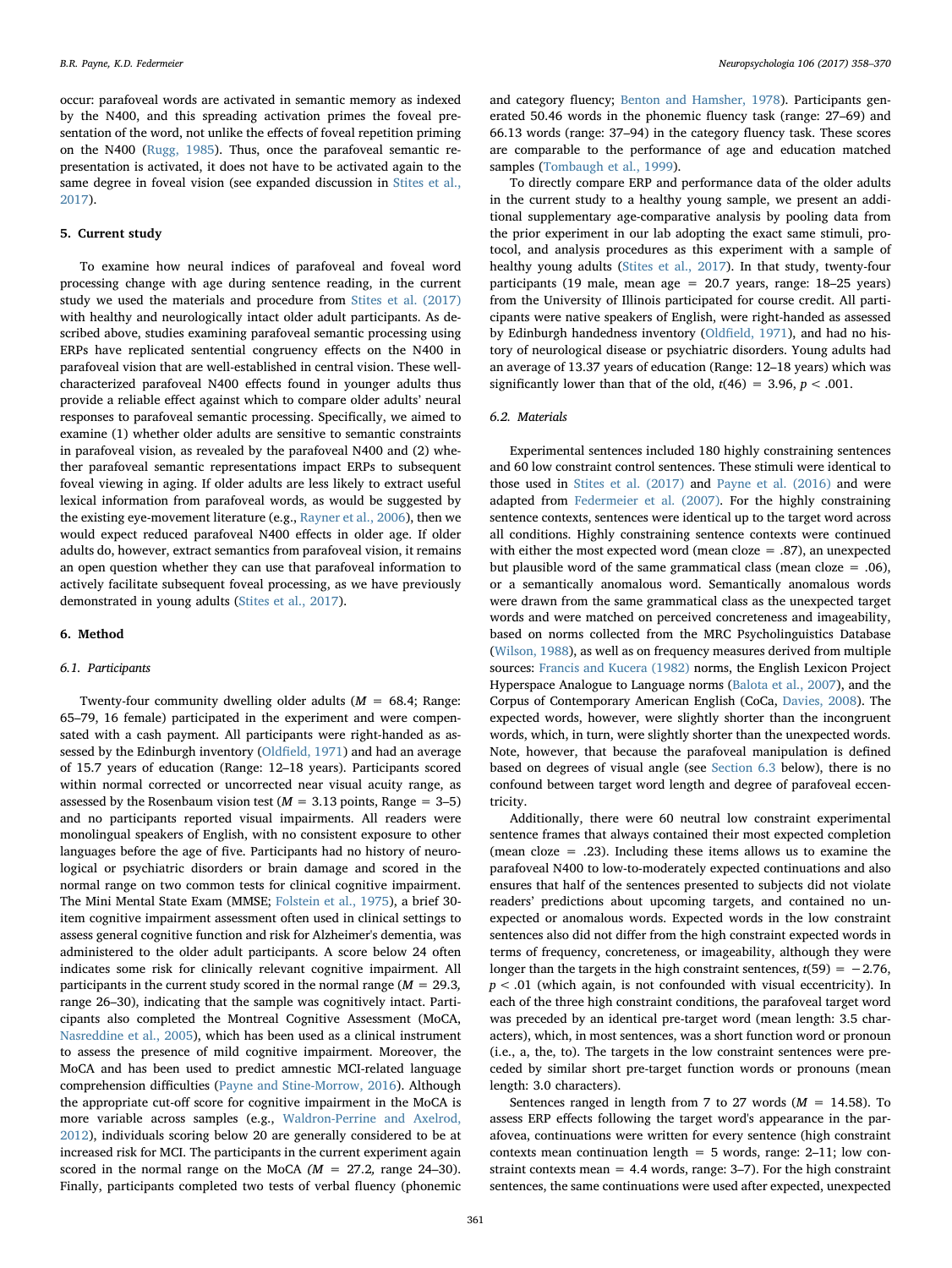occur: parafoveal words are activated in semantic memory as indexed by the N400, and this spreading activation primes the foveal presentation of the word, not unlike the effects of foveal repetition priming on the N400 (Rugg, 1985). Thus, once the parafoveal semantic representation is activated, it does not have to be activated again to the same degree in foveal vision (see expanded discussion in Stites et al., 2017).

## 5. Current study

To examine how neural indices of parafoveal and foveal word processing change with age during sentence reading, in the current study we used the materials and procedure from Stites et al. (2017) with healthy and neurologically intact older adult participants. As described above, studies examining parafoveal semantic processing using ERPs have replicated sentential congruency effects on the N400 in parafoveal vision that are well-established in central vision. These well-characterized parafoveal N400 effects found in younger adults thus provide a reliable effect against which to compare older adults' neural responses to parafoveal semantic processing. Specifically, we aimed to examine (1) whether older adults are sensitive to semantic constraints in parafoveal vision, as revealed by the parafoveal N400 and (2) whether parafoveal semantic representations impact ERPs to subsequent foveal viewing in aging. If older adults are less likely to extract useful lexical information from parafoveal words, as would be suggested by the existing eye-movement literature (e.g., Rayner et al., 2006), then we would expect reduced parafoveal N400 effects in older age. If older adults do, however, extract semantics from parafoveal vision, it remains an open question whether they can use that parafoveal information to actively facilitate subsequent foveal processing, as we have previously demonstrated in young adults (Stites et al., 2017).

## 6. Method

### 6.1. Participants

Twenty-four community dwelling older adults ($M$ = 68.4; Range: 65–79, 16 female) participated in the experiment and were compensated with a cash payment. All participants were right-handed as assessed by the Edinburgh inventory (Oldfield, 1971) and had an average of 15.7 years of education (Range: 12–18 years). Participants scored within normal corrected or uncorrected near visual acuity range, as assessed by the Rosenbaum vision test ($M$ = 3.13 points, Range = 3–5) and no participants reported visual impairments. All readers were monolingual speakers of English, with no consistent exposure to other languages before the age of five. Participants had no history of neurological or psychiatric disorders or brain damage and scored in the normal range on two common tests for clinical cognitive impairment. The Mini Mental State Exam (MMSE; Folstein et al., 1975), a brief 30-item cognitive impairment assessment often used in clinical settings to assess general cognitive function and risk for Alzheimer's dementia, was administered to the older adult participants. A score below 24 often indicates some risk for clinically relevant cognitive impairment. All participants in the current study scored in the normal range ($M$ = 29.3, range 26–30), indicating that the sample was cognitively intact. Participants also completed the Montreal Cognitive Assessment (MoCA, Nasreddine et al., 2005), which has been used as a clinical instrument to assess the presence of mild cognitive impairment. Moreover, the MoCA and has been used to predict amnestic MCI-related language comprehension difficulties (Payne and Stine-Morrow, 2016). Although the appropriate cut-off score for cognitive impairment in the MoCA is more variable across samples (e.g., Waldron-Perrine and Axelrod, 2012), individuals scoring below 20 are generally considered to be at increased risk for MCI. The participants in the current experiment again scored in the normal range on the MoCA ($M$ = 27.2, range 24–30). Finally, participants completed two tests of verbal fluency (phonemic and category fluency; Benton and Hamsher, 1978). Participants generated 50.46 words in the phonemic fluency task (range: 27–69) and 66.13 words (range: 37–94) in the category fluency task. These scores are comparable to the performance of age and education matched samples (Tombaugh et al., 1999).

To directly compare ERP and performance data of the older adults in the current study to a healthy young sample, we present an additional supplementary age-comparative analysis by pooling data from the prior experiment in our lab adopting the exact same stimuli, protocol, and analysis procedures as this experiment with a sample of healthy young adults (Stites et al., 2017). In that study, twenty-four participants (19 male, mean age = 20.7 years, range: 18–25 years) from the University of Illinois participated for course credit. All participants were native speakers of English, were right-handed as assessed by Edinburgh handedness inventory (Oldfield, 1971), and had no history of neurological disease or psychiatric disorders. Young adults had an average of 13.37 years of education (Range: 12–18 years) which was significantly lower than that of the old, $t(46) = 3.96$, $p < .001$.

### 6.2. Materials

Experimental sentences included 180 highly constraining sentences and 60 low constraint control sentences. These stimuli were identical to those used in Stites et al. (2017) and Payne et al. (2016) and were adapted from Federmeier et al. (2007). For the highly constraining sentence contexts, sentences were identical up to the target word across all conditions. Highly constraining sentence contexts were continued with either the most expected word (mean cloze = .87), an unexpected but plausible word of the same grammatical class (mean cloze = .06), or a semantically anomalous word. Semantically anomalous words were drawn from the same grammatical class as the unexpected target words and were matched on perceived concreteness and imageability, based on norms collected from the MRC Psycholinguistics Database (Wilson, 1988), as well as on frequency measures derived from multiple sources: Francis and Kucera (1982) norms, the English Lexicon Project Hyperspace Analogue to Language norms (Balota et al., 2007), and the Corpus of Contemporary American English (CoCa, Davies, 2008). The expected words, however, were slightly shorter than the incongruent words, which, in turn, were slightly shorter than the unexpected words. Note, however, that because the parafoveal manipulation is defined based on degrees of visual angle (see Section 6.3 below), there is no confound between target word length and degree of parafoveal eccentricity.

Additionally, there were 60 neutral low constraint experimental sentence frames that always contained their most expected completion (mean cloze = .23). Including these items allows us to examine the parafoveal N400 to low-to-moderately expected continuations and also ensures that half of the sentences presented to subjects did not violate readers' predictions about upcoming targets, and contained no unexpected or anomalous words. Expected words in the low constraint sentences also did not differ from the high constraint expected words in terms of frequency, concreteness, or imageability, although they were longer than the targets in the high constraint sentences, $t(59) = -2.76$, $p < .01$ (which again, is not confounded with visual eccentricity). In each of the three high constraint conditions, the parafoveal target word was preceded by an identical pre-target word (mean length: 3.5 characters), which, in most sentences, was a short function word or pronoun (i.e., a, the, to). The targets in the low constraint sentences were preceded by similar short pre-target function words or pronouns (mean length: 3.0 characters).

Sentences ranged in length from 7 to 27 words ($M$ = 14.58). To assess ERP effects following the target word's appearance in the parafovea, continuations were written for every sentence (high constraint contexts mean continuation length = 5 words, range: 2–11; low constraint contexts mean = 4.4 words, range: 3–7). For the high constraint sentences, the same continuations were used after expected, unexpected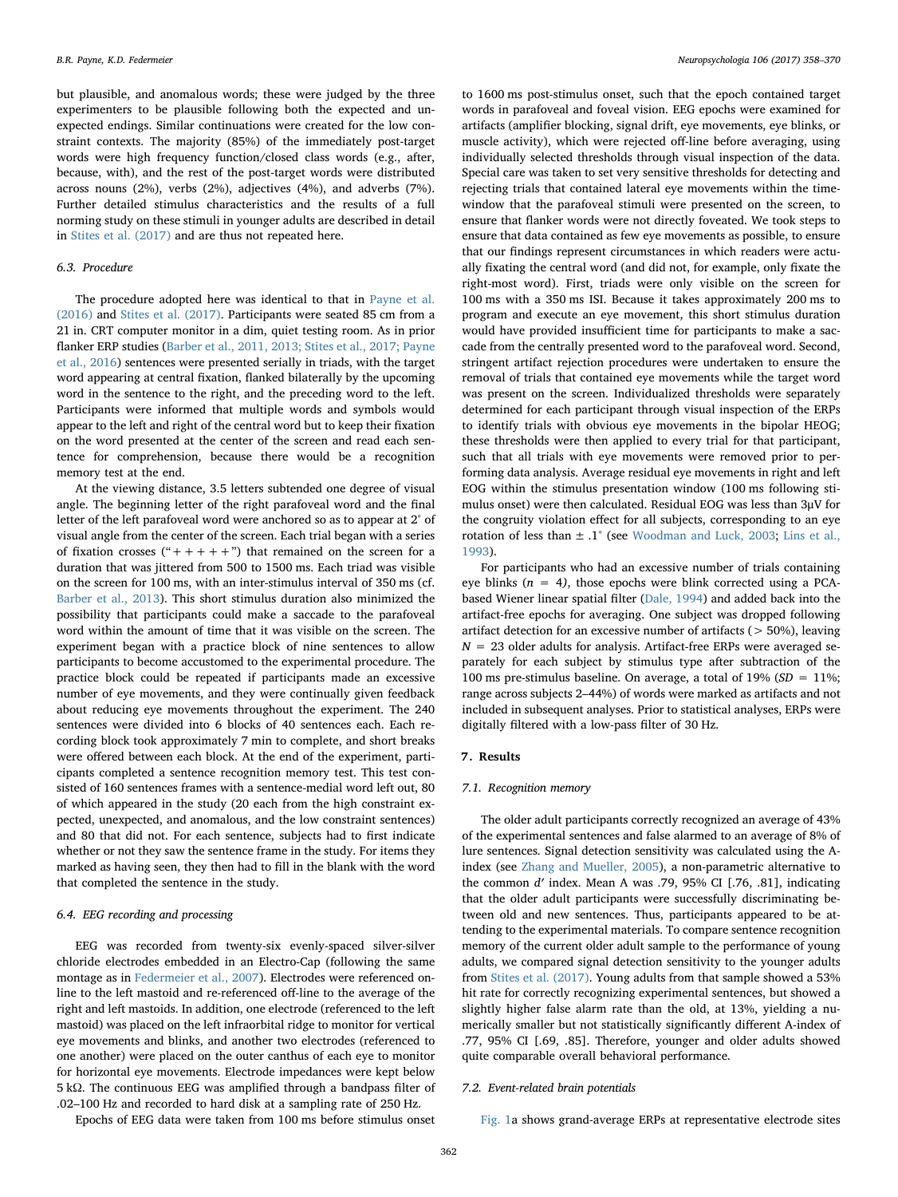but plausible, and anomalous words; these were judged by the three experimenters to be plausible following both the expected and unexpected endings. Similar continuations were created for the low constraint contexts. The majority (85%) of the immediately post-target words were high frequency function/closed class words (e.g., after, because, with), and the rest of the post-target words were distributed across nouns (2%), verbs (2%), adjectives (4%), and adverbs (7%). Further detailed stimulus characteristics and the results of a full norming study on these stimuli in younger adults are described in detail in Stites et al. (2017) and are thus not repeated here.

### 6.3. Procedure

The procedure adopted here was identical to that in Payne et al. (2016) and Stites et al. (2017). Participants were seated 85 cm from a 21 in. CRT computer monitor in a dim, quiet testing room. As in prior flanker ERP studies (Barber et al., 2011, 2013; Stites et al., 2017; Payne et al., 2016) sentences were presented serially in triads, with the target word appearing at central fixation, flanked bilaterally by the upcoming word in the sentence to the right, and the preceding word to the left. Participants were informed that multiple words and symbols would appear to the left and right of the central word but to keep their fixation on the word presented at the center of the screen and read each sentence for comprehension, because there would be a recognition memory test at the end.

At the viewing distance, 3.5 letters subtended one degree of visual angle. The beginning letter of the right parafoveal word and the final letter of the left parafoveal word were anchored so as to appear at 2° of visual angle from the center of the screen. Each trial began with a series of fixation crosses ("+ + + + +") that remained on the screen for a duration that was jittered from 500 to 1500 ms. Each triad was visible on the screen for 100 ms, with an inter-stimulus interval of 350 ms (cf. Barber et al., 2013). This short stimulus duration also minimized the possibility that participants could make a saccade to the parafoveal word within the amount of time that it was visible on the screen. The experiment began with a practice block of nine sentences to allow participants to become accustomed to the experimental procedure. The practice block could be repeated if participants made an excessive number of eye movements, and they were continually given feedback about reducing eye movements throughout the experiment. The 240 sentences were divided into 6 blocks of 40 sentences each. Each recording block took approximately 7 min to complete, and short breaks were offered between each block. At the end of the experiment, participants completed a sentence recognition memory test. This test consisted of 160 sentences frames with a sentence-medial word left out, 80 of which appeared in the study (20 each from the high constraint expected, unexpected, and anomalous, and the low constraint sentences) and 80 that did not. For each sentence, subjects had to first indicate whether or not they saw the sentence frame in the study. For items they marked as having seen, they then had to fill in the blank with the word that completed the sentence in the study.

### 6.4. EEG recording and processing

EEG was recorded from twenty-six evenly-spaced silver-silver chloride electrodes embedded in an Electro-Cap (following the same montage as in Federmeier et al., 2007). Electrodes were referenced online to the left mastoid and re-referenced off-line to the average of the right and left mastoids. In addition, one electrode (referenced to the left mastoid) was placed on the left infraorbital ridge to monitor for vertical eye movements and blinks, and another two electrodes (referenced to one another) were placed on the outer canthus of each eye to monitor for horizontal eye movements. Electrode impedances were kept below 5 kΩ. The continuous EEG was amplified through a bandpass filter of .02–100 Hz and recorded to hard disk at a sampling rate of 250 Hz.

Epochs of EEG data were taken from 100 ms before stimulus onset to 1600 ms post-stimulus onset, such that the epoch contained target words in parafoveal and foveal vision. EEG epochs were examined for artifacts (amplifier blocking, signal drift, eye movements, eye blinks, or muscle activity), which were rejected off-line before averaging, using individually selected thresholds through visual inspection of the data. Special care was taken to set very sensitive thresholds for detecting and rejecting trials that contained lateral eye movements within the time-window that the parafoveal stimuli were presented on the screen, to ensure that flanker words were not directly foveated. We took steps to ensure that data contained as few eye movements as possible, to ensure that our findings represent circumstances in which readers were actually fixating the central word (and did not, for example, only fixate the right-most word). First, triads were only visible on the screen for 100 ms with a 350 ms ISI. Because it takes approximately 200 ms to program and execute an eye movement, this short stimulus duration would have provided insufficient time for participants to make a saccade from the centrally presented word to the parafoveal word. Second, stringent artifact rejection procedures were undertaken to ensure the removal of trials that contained eye movements while the target word was present on the screen. Individualized thresholds were separately determined for each participant through visual inspection of the ERPs to identify trials with obvious eye movements in the bipolar HEOG; these thresholds were then applied to every trial for that participant, such that all trials with eye movements were removed prior to performing data analysis. Average residual eye movements in right and left EOG within the stimulus presentation window (100 ms following stimulus onset) were then calculated. Residual EOG was less than 3μV for the congruity violation effect for all subjects, corresponding to an eye rotation of less than ± .1° (see Woodman and Luck, 2003; Lins et al., 1993).

For participants who had an excessive number of trials containing eye blinks ($n = 4$), those epochs were blink corrected using a PCA-based Wiener linear spatial filter (Dale, 1994) and added back into the artifact-free epochs for averaging. One subject was dropped following artifact detection for an excessive number of artifacts (> 50%), leaving $N = 23$ older adults for analysis. Artifact-free ERPs were averaged separately for each subject by stimulus type after subtraction of the 100 ms pre-stimulus baseline. On average, a total of 19% ($SD = 11\%$; range across subjects 2–44%) of words were marked as artifacts and not included in subsequent analyses. Prior to statistical analyses, ERPs were digitally filtered with a low-pass filter of 30 Hz.

## 7. Results

### 7.1. Recognition memory

The older adult participants correctly recognized an average of 43% of the experimental sentences and false alarmed to an average of 8% of lure sentences. Signal detection sensitivity was calculated using the A-index (see Zhang and Mueller, 2005), a non-parametric alternative to the common $d'$ index. Mean A was .79, 95% CI [.76, .81], indicating that the older adult participants were successfully discriminating between old and new sentences. Thus, participants appeared to be attending to the experimental materials. To compare sentence recognition memory of the current older adult sample to the performance of young adults, we compared signal detection sensitivity to the younger adults from Stites et al. (2017). Young adults from that sample showed a 53% hit rate for correctly recognizing experimental sentences, but showed a slightly higher false alarm rate than the old, at 13%, yielding a numerically smaller but not statistically significantly different A-index of .77, 95% CI [.69, .85]. Therefore, younger and older adults showed quite comparable overall behavioral performance.

### 7.2. Event-related brain potentials

Fig. 1a shows grand-average ERPs at representative electrode sites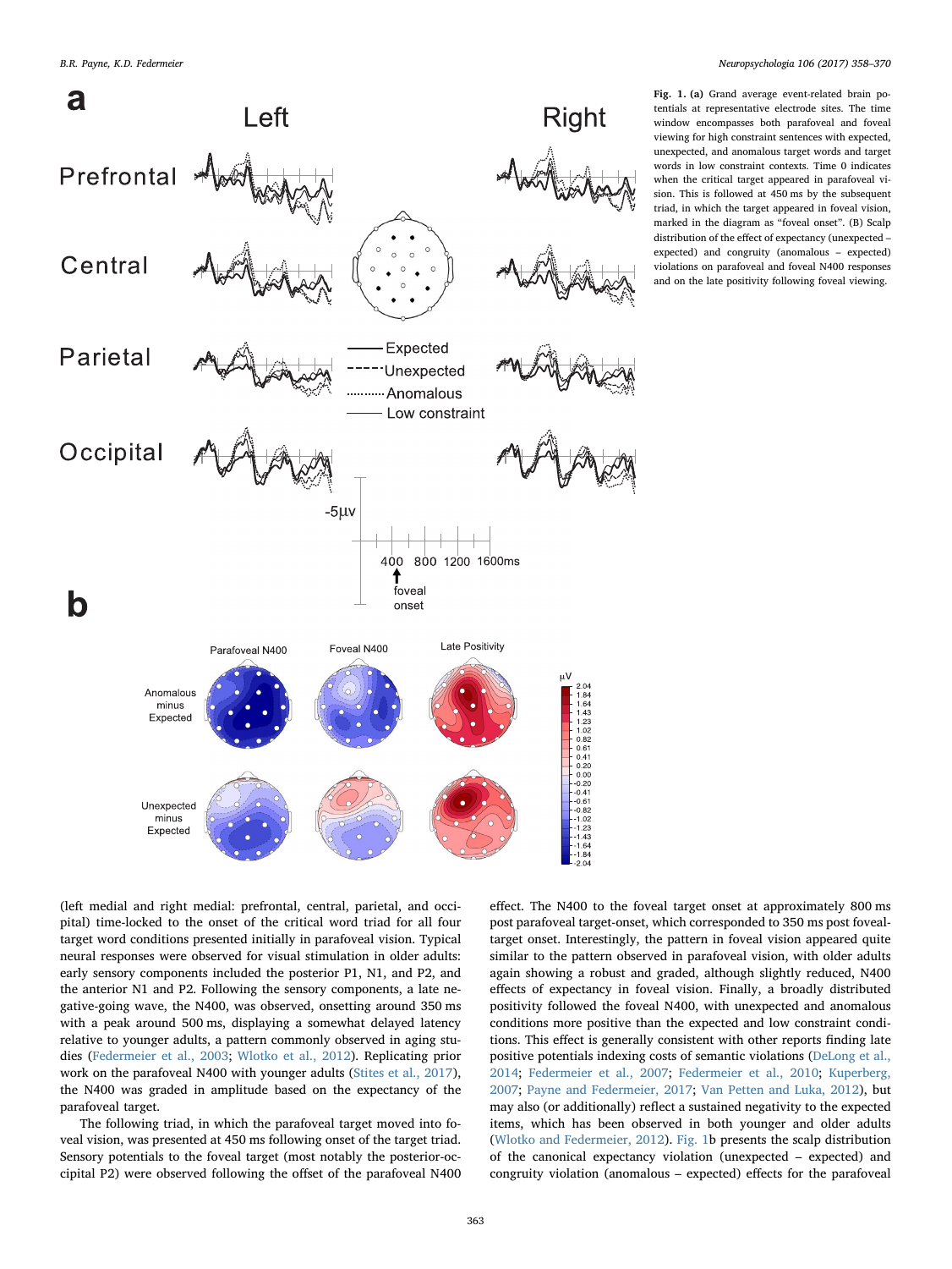**Fig. 1.** **(a)** Grand average event-related brain potentials at representative electrode sites. The time window encompasses both parafoveal and foveal viewing for high constraint sentences with expected, unexpected, and anomalous target words and target words in low constraint contexts. Time 0 indicates when the critical target appeared in parafoveal vision. This is followed at 450 ms by the subsequent triad, in which the target appeared in foveal vision, marked in the diagram as "foveal onset". (B) Scalp distribution of the effect of expectancy (unexpected – expected) and congruity (anomalous – expected) violations on parafoveal and foveal N400 responses and on the late positivity following foveal viewing.

(left medial and right medial: prefrontal, central, parietal, and occipital) time-locked to the onset of the critical word triad for all four target word conditions presented initially in parafoveal vision. Typical neural responses were observed for visual stimulation in older adults: early sensory components included the posterior P1, N1, and P2, and the anterior N1 and P2. Following the sensory components, a late negative-going wave, the N400, was observed, onsetting around 350 ms with a peak around 500 ms, displaying a somewhat delayed latency relative to younger adults, a pattern commonly observed in aging studies (Federmeier et al., 2003; Wlotko et al., 2012). Replicating prior work on the parafoveal N400 with younger adults (Stites et al., 2017), the N400 was graded in amplitude based on the expectancy of the parafoveal target.

The following triad, in which the parafoveal target moved into foveal vision, was presented at 450 ms following onset of the target triad. Sensory potentials to the foveal target (most notably the posterior-occipital P2) were observed following the offset of the parafoveal N400 effect. The N400 to the foveal target onset at approximately 800 ms post parafoveal target-onset, which corresponded to 350 ms post foveal-target onset. Interestingly, the pattern in foveal vision appeared quite similar to the pattern observed in parafoveal vision, with older adults again showing a robust and graded, although slightly reduced, N400 effects of expectancy in foveal vision. Finally, a broadly distributed positivity followed the foveal N400, with unexpected and anomalous conditions more positive than the expected and low constraint conditions. This effect is generally consistent with other reports finding late positive potentials indexing costs of semantic violations (DeLong et al., 2014; Federmeier et al., 2007; Federmeier et al., 2010; Kuperberg, 2007; Payne and Federmeier, 2017; Van Petten and Luka, 2012), but may also (or additionally) reflect a sustained negativity to the expected items, which has been observed in both younger and older adults (Wlotko and Federmeier, 2012). Fig. 1b presents the scalp distribution of the canonical expectancy violation (unexpected – expected) and congruity violation (anomalous – expected) effects for the parafoveal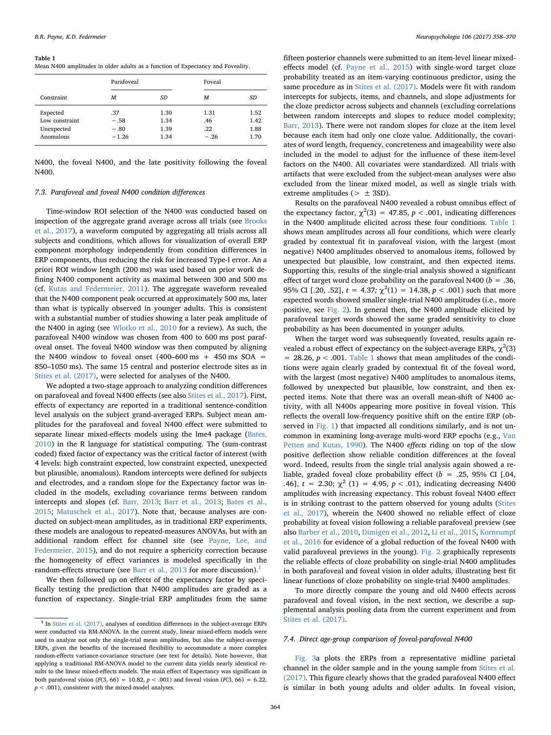**Table 1**
Mean N400 amplitudes in older adults as a function of Expectancy and Foveality.

| Constraint | Parafoveal | | Foveal | |
|---|---|---|---|---|
| | *M* | *SD* | *M* | *SD* |
| Expected | .37 | 1.30 | 1.31 | 1.52 |
| Low constraint | −.58 | 1.34 | .46 | 1.42 |
| Unexpected | −.80 | 1.39 | .22 | 1.88 |
| Anomalous | −1.26 | 1.34 | −.26 | 1.70 |

N400, the foveal N400, and the late positivity following the foveal N400.

### 7.3. Parafoveal and foveal N400 condition differences

Time-window ROI selection of the N400 was conducted based on inspection of the aggregate grand average across all trials (see Brooks et al., 2017), a waveform computed by aggregating all trials across all subjects and conditions, which allows for visualization of overall ERP component morphology independently from condition differences in ERP components, thus reducing the risk for increased Type-I error. An a priori ROI window length (200 ms) was used based on prior work defining N400 component activity as maximal between 300 and 500 ms (cf. Kutas and Federmeier, 2011). The aggregate waveform revealed that the N400 component peak occurred at approximately 500 ms, later than what is typically observed in younger adults. This is consistent with a substantial number of studies showing a later peak amplitude of the N400 in aging (see Wlotko et al., 2010 for a review). As such, the parafoveal N400 window was chosen from 400 to 600 ms post parafoveal onset. The foveal N400 window was then computed by aligning the N400 window to foveal onset (400–600 ms + 450 ms SOA = 850–1050 ms). The same 15 central and posterior electrode sites as in Stites et al. (2017), were selected for analyses of the N400.

We adopted a two-stage approach to analyzing condition differences on parafoveal and foveal N400 effects (see also Stites et al., 2017). First, effects of expectancy are reported in a traditional sentence-condition level analysis on the subject grand-averaged ERPs. Subject mean amplitudes for the parafoveal and foveal N400 effect were submitted to separate linear mixed-effects models using the lme4 package (Bates, 2010) in the R language for statistical computing. The (sum-contrast coded) fixed factor of expectancy was the critical factor of interest (with 4 levels: high constraint expected, low constraint expected, unexpected but plausible, anomalous). Random intercepts were defined for subjects and electrodes, and a random slope for the Expectancy factor was included in the models, excluding covariance terms between random intercepts and slopes (cf. Barr, 2013; Barr et al., 2013; Bates et al., 2015; Matuschek et al., 2017). Note that, because analyses are conducted on subject-mean amplitudes, as in traditional ERP experiments, these models are analogous to repeated-measures ANOVAs, but with an additional random effect for channel site (see Payne, Lee, and Federmeier, 2015), and do not require a sphericity correction because the homogeneity of effect variances is modeled specifically in the random-effects structure (see Barr et al., 2013 for more discussion).[1]

We then followed up on effects of the expectancy factor by specifically testing the prediction that N400 amplitudes are graded as a function of expectancy. Single-trial ERP amplitudes from the same fifteen posterior channels were submitted to an item-level linear mixed-effects model (cf. Payne et al., 2015) with single-word target cloze probability treated as an item-varying continuous predictor, using the same procedure as in Stites et al. (2017). Models were fit with random intercepts for subjects, items, and channels, and slope adjustments for the cloze predictor across subjects and channels (excluding correlations between random intercepts and slopes to reduce model complexity; Barr, 2013). There were not random slopes for cloze at the item level because each item had only one cloze value. Additionally, the covariates of word length, frequency, concreteness and imageability were also included in the model to adjust for the influence of these item-level factors on the N400. All covariates were standardized. All trials with artifacts that were excluded from the subject-mean analyses were also excluded from the linear mixed model, as well as single trials with extreme amplitudes (> ± 3SD).

Results on the parafoveal N400 revealed a robust omnibus effect of the expectancy factor, $\chi^2(3) = 47.85$, $p < .001$, indicating differences in the N400 amplitude elicited across these four conditions. Table 1 shows mean amplitudes across all four conditions, which were clearly graded by contextual fit in parafoveal vision, with the largest (most negative) N400 amplitudes observed to anomalous items, followed by unexpected but plausible, low constraint, and then expected items. Supporting this, results of the single-trial analysis showed a significant effect of target word cloze probability on the parafoveal N400 ($b = .36$, 95% CI [.20, .52], $t = 4.37$; $\chi^2(1) = 14.38$, $p < .001$) such that more expected words showed smaller single-trial N400 amplitudes (i.e., more positive, see Fig. 2). In general then, the N400 amplitude elicited by parafoveal target words showed the same graded sensitivity to cloze probability as has been documented in younger adults.

When the target word was subsequently foveated, results again revealed a robust effect of expectancy on the subject-average ERPs, $\chi^2(3) = 28.26$, $p < .001$. Table 1 shows that mean amplitudes of the conditions were again clearly graded by contextual fit of the foveal word, with the largest (most negative) N400 amplitudes to anomalous items, followed by unexpected but plausible, low constraint, and then expected items. Note that there was an overall mean-shift of N400 activity, with all N400s appearing more positive in foveal vision. This reflects the overall low-frequency positive shift on the entire ERP (observed in Fig. 1) that impacted all conditions similarly, and is not uncommon in examining long-average multi-word ERP epochs (e.g., Van Petten and Kutas, 1990). The N400 *effects* riding on top of the slow positive deflection show reliable condition differences at the foveal word. Indeed, results from the single trial analysis again showed a reliable, graded foveal cloze probability effect ($b = .25$, 95% CI [.04, .46], $t = 2.30$; $\chi^2(1) = 4.95$, $p < .01$), indicating decreasing N400 amplitudes with increasing expectancy. This robust foveal N400 effect is in striking contrast to the pattern observed for young adults (Stites et al., 2017), wherein the N400 showed no reliable effect of cloze probability at foveal vision following a reliable parafoveal preview (see also Barber et al., 2010, Dimigen et al., 2012, Li et al., 2015, Kornrumpf et al., 2016 for evidence of a global reduction of the foveal N400 with valid parafoveal previews in the young). Fig. 2 graphically represents the reliable effects of cloze probability on single-trial N400 amplitudes in both parafoveal and foveal vision in older adults, illustrating best fit linear functions of cloze probability on single-trial N400 amplitudes.

To more directly compare the young and old N400 effects across parafoveal and foveal vision, in the next section, we describe a supplemental analysis pooling data from the current experiment and from Stites et al. (2017).

### 7.4. Direct age-group comparison of foveal-parafoveal N400

Fig. 3a plots the ERPs from a representative midline parietal channel in the older sample and in the young sample from Stites et al. (2017). This figure clearly shows that the graded parafoveal N400 effect is similar in both young adults and older adults. In foveal vision,

[1] In Stites et al. (2017), analyses of condition differences in the subject-average ERPs were conducted via RM-ANOVA. In the current study, linear mixed-effects models were used to analyze not only the single-trial mean amplitudes, but also the subject-average ERPs, given the benefits of the increased flexibility to accommodate a more complex random-effects variance-covariance structure (see text for details). Note however, that applying a traditional RM-ANOVA model to the current data yields nearly identical results to the linear mixed-effects models. The main effect of Expectancy was significant in both parafoveal vision ($F(3, 66) = 10.82$, $p < .001$) and foveal vision ($F(3, 66) = 6.22$, $p < .001$), consistent with the mixed-model analyses.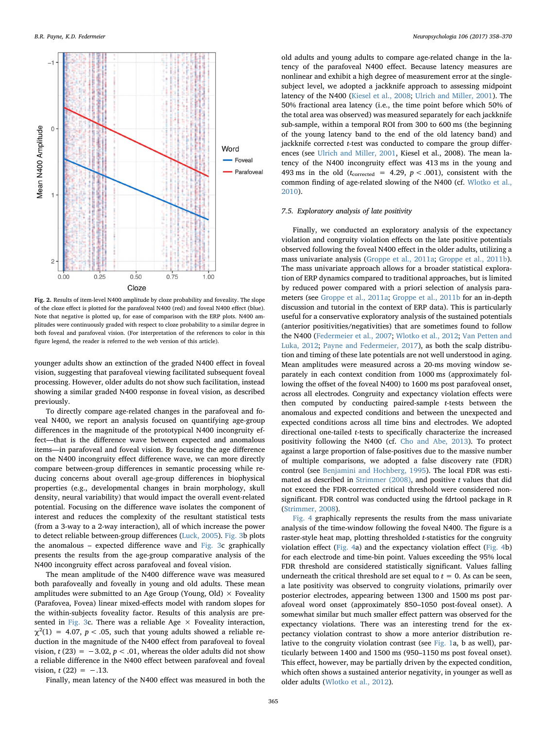Fig. 2. Results of item-level N400 amplitude by cloze probability and foveality. The slope of the cloze effect is plotted for the parafoveal N400 (red) and foveal N400 effect (blue). Note that negative is plotted up, for ease of comparison with the ERP plots. N400 amplitudes were continuously graded with respect to cloze probability to a similar degree in both foveal and parafoveal vision. (For interpretation of the references to color in this figure legend, the reader is referred to the web version of this article).

younger adults show an extinction of the graded N400 effect in foveal vision, suggesting that parafoveal viewing facilitated subsequent foveal processing. However, older adults do not show such facilitation, instead showing a similar graded N400 response in foveal vision, as described previously.

To directly compare age-related changes in the parafoveal and foveal N400, we report an analysis focused on quantifying age-group differences in the magnitude of the prototypical N400 incongruity effect—that is the difference wave between expected and anomalous items—in parafoveal and foveal vision. By focusing the age difference on the N400 incongruity effect difference wave, we can more directly compare between-group differences in semantic processing while reducing concerns about overall age-group differences in biophysical properties (e.g., developmental changes in brain morphology, skull density, neural variability) that would impact the overall event-related potential. Focusing on the difference wave isolates the component of interest and reduces the complexity of the resultant statistical tests (from a 3-way to a 2-way interaction), all of which increase the power to detect reliable between-group differences (Luck, 2005). Fig. 3b plots the anomalous – expected difference wave and Fig. 3c graphically presents the results from the age-group comparative analysis of the N400 incongruity effect across parafoveal and foveal vision.

The mean amplitude of the N400 difference wave was measured both parafoveally and foveally in young and old adults. These mean amplitudes were submitted to an Age Group (Young, Old) × Foveality (Parafovea, Fovea) linear mixed-effects model with random slopes for the within-subjects foveality factor. Results of this analysis are presented in Fig. 3c. There was a reliable Age × Foveality interaction, $\chi^2(1) = 4.07$, $p < .05$, such that young adults showed a reliable reduction in the magnitude of the N400 effect from parafoveal to foveal vision, $t(23) = -3.02$, $p < .01$, whereas the older adults did not show a reliable difference in the N400 effect between parafoveal and foveal vision, $t(22) = -.13$.

Finally, mean latency of the N400 effect was measured in both the old adults and young adults to compare age-related change in the latency of the parafoveal N400 effect. Because latency measures are nonlinear and exhibit a high degree of measurement error at the single-subject level, we adopted a jackknife approach to assessing midpoint latency of the N400 (Kiesel et al., 2008; Ulrich and Miller, 2001). The 50% fractional area latency (i.e., the time point before which 50% of the total area was observed) was measured separately for each jackknife sub-sample, within a temporal ROI from 300 to 600 ms (the beginning of the young latency band to the end of the old latency band) and jackknife corrected t-test was conducted to compare the group differences (see Ulrich and Miller, 2001, Kiesel et al., 2008). The mean latency of the N400 incongruity effect was 413 ms in the young and 493 ms in the old ($t_{corrected} = 4.29$, $p < .001$), consistent with the common finding of age-related slowing of the N400 (cf. Wlotko et al., 2010).

### 7.5. Exploratory analysis of late positivity

Finally, we conducted an exploratory analysis of the expectancy violation and congruity violation effects on the late positive potentials observed following the foveal N400 effect in the older adults, utilizing a mass univariate analysis (Groppe et al., 2011a; Groppe et al., 2011b). The mass univariate approach allows for a broader statistical exploration of ERP dynamics compared to traditional approaches, but is limited by reduced power compared with a priori selection of analysis parameters (see Groppe et al., 2011a; Groppe et al., 2011b for an in-depth discussion and tutorial in the context of ERP data). This is particularly useful for a conservative exploratory analysis of the sustained potentials (anterior positivities/negativities) that are sometimes found to follow the N400 (Federmeier et al., 2007; Wlotko et al., 2012; Van Petten and Luka, 2012; Payne and Federmeier, 2017), as both the scalp distribution and timing of these late potentials are not well understood in aging. Mean amplitudes were measured across a 20-ms moving window separately in each context condition from 1000 ms (approximately following the offset of the foveal N400) to 1600 ms post parafoveal onset, across all electrodes. Congruity and expectancy violation effects were then computed by conducting paired-sample t-tests between the anomalous and expected conditions and between the unexpected and expected conditions across all time bins and electrodes. We adopted directional one-tailed t-tests to specifically characterize the increased positivity following the N400 (cf. Cho and Abe, 2013). To protect against a large proportion of false-positives due to the massive number of multiple comparisons, we adopted a false discovery rate (FDR) control (see Benjamini and Hochberg, 1995). The local FDR was estimated as described in Strimmer (2008), and positive t values that did not exceed the FDR-corrected critical threshold were considered non-significant. FDR control was conducted using the fdrtool package in R (Strimmer, 2008).

Fig. 4 graphically represents the results from the mass univariate analysis of the time-window following the foveal N400. The figure is a raster-style heat map, plotting thresholded t-statistics for the congruity violation effect (Fig. 4a) and the expectancy violation effect (Fig. 4b) for each electrode and time-bin point. Values exceeding the 95% local FDR threshold are considered statistically significant. Values falling underneath the critical threshold are set equal to $t = 0$. As can be seen, a late positivity was observed to congruity violations, primarily over posterior electrodes, appearing between 1300 and 1500 ms post parafoveal word onset (approximately 850–1050 post-foveal onset). A somewhat similar but much smaller effect pattern was observed for the expectancy violations. There was an interesting trend for the expectancy violation contrast to show a more anterior distribution relative to the congruity violation contrast (see Fig. 1a, b as well), particularly between 1400 and 1500 ms (950–1150 ms post foveal onset). This effect, however, may be partially driven by the expected condition, which often shows a sustained anterior negativity, in younger as well as older adults (Wlotko et al., 2012).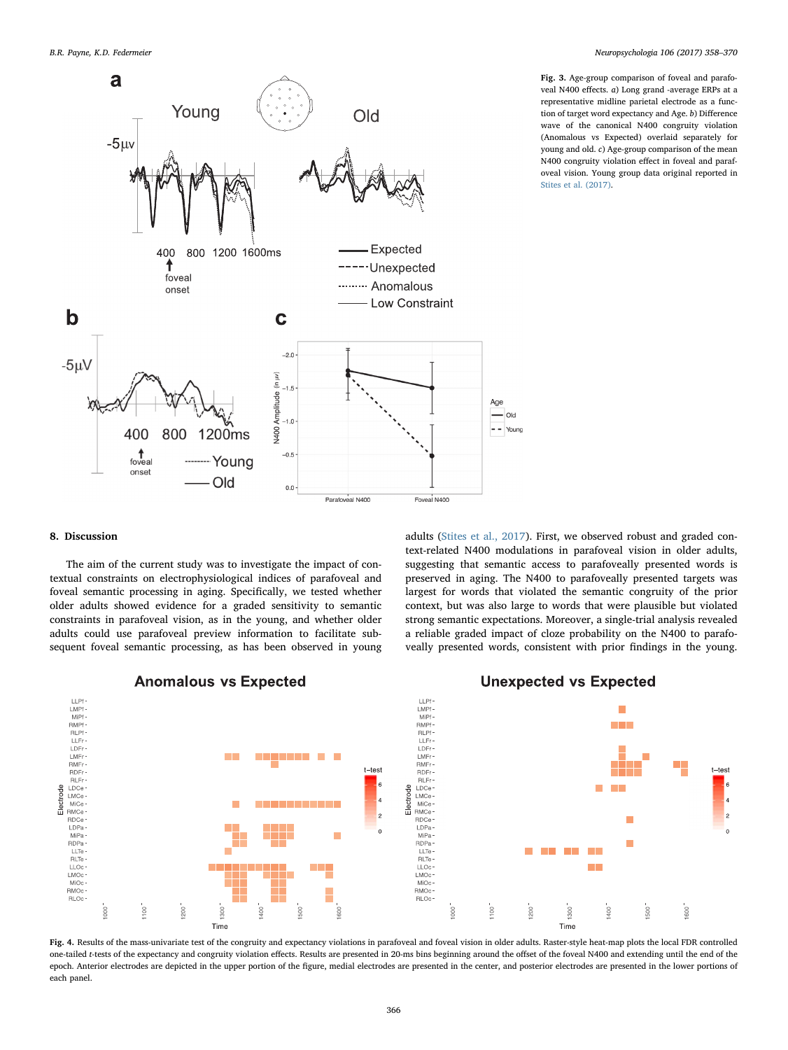**Fig. 3.** Age-group comparison of foveal and parafoveal N400 effects. *a)* Long grand -average ERPs at a representative midline parietal electrode as a function of target word expectancy and Age. *b)* Difference wave of the canonical N400 congruity violation (Anomalous vs Expected) overlaid separately for young and old. *c)* Age-group comparison of the mean N400 congruity violation effect in foveal and parafoveal vision. Young group data original reported in Stites et al. (2017).

## 8. Discussion

The aim of the current study was to investigate the impact of contextual constraints on electrophysiological indices of parafoveal and foveal semantic processing in aging. Specifically, we tested whether older adults showed evidence for a graded sensitivity to semantic constraints in parafoveal vision, as in the young, and whether older adults could use parafoveal preview information to facilitate subsequent foveal semantic processing, as has been observed in young adults (Stites et al., 2017). First, we observed robust and graded context-related N400 modulations in parafoveal vision in older adults, suggesting that semantic access to parafoveally presented words is preserved in aging. The N400 to parafoveally presented targets was largest for words that violated the semantic congruity of the prior context, but was also large to words that were plausible but violated strong semantic expectations. Moreover, a single-trial analysis revealed a reliable graded impact of cloze probability on the N400 to parafoveally presented words, consistent with prior findings in the young.

**Fig. 4.** Results of the mass-univariate test of the congruity and expectancy violations in parafoveal and foveal vision in older adults. Raster-style heat-map plots the local FDR controlled one-tailed *t*-tests of the expectancy and congruity violation effects. Results are presented in 20-ms bins beginning around the offset of the foveal N400 and extending until the end of the epoch. Anterior electrodes are depicted in the upper portion of the figure, medial electrodes are presented in the center, and posterior electrodes are presented in the lower portions of each panel.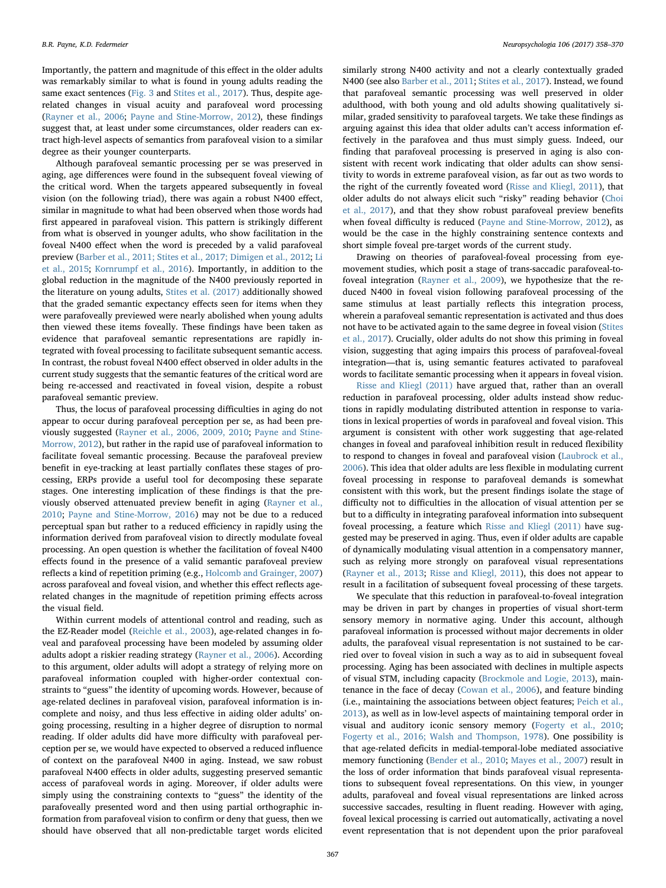Importantly, the pattern and magnitude of this effect in the older adults was remarkably similar to what is found in young adults reading the same exact sentences (Fig. 3 and Stites et al., 2017). Thus, despite age-related changes in visual acuity and parafoveal word processing (Rayner et al., 2006; Payne and Stine-Morrow, 2012), these findings suggest that, at least under some circumstances, older readers can extract high-level aspects of semantics from parafoveal vision to a similar degree as their younger counterparts.

Although parafoveal semantic processing per se was preserved in aging, age differences were found in the subsequent foveal viewing of the critical word. When the targets appeared subsequently in foveal vision (on the following triad), there was again a robust N400 effect, similar in magnitude to what had been observed when those words had first appeared in parafoveal vision. This pattern is strikingly different from what is observed in younger adults, who show facilitation in the foveal N400 effect when the word is preceded by a valid parafoveal preview (Barber et al., 2011; Stites et al., 2017; Dimigen et al., 2012; Li et al., 2015; Kornrumpf et al., 2016). Importantly, in addition to the global reduction in the magnitude of the N400 previously reported in the literature on young adults, Stites et al. (2017) additionally showed that the graded semantic expectancy effects seen for items when they were parafoveally previewed were nearly abolished when young adults then viewed these items foveally. These findings have been taken as evidence that parafoveal semantic representations are rapidly integrated with foveal processing to facilitate subsequent semantic access. In contrast, the robust foveal N400 effect observed in older adults in the current study suggests that the semantic features of the critical word are being re-accessed and reactivated in foveal vision, despite a robust parafoveal semantic preview.

Thus, the locus of parafoveal processing difficulties in aging do not appear to occur during parafoveal perception per se, as had been previously suggested (Rayner et al., 2006, 2009, 2010; Payne and Stine-Morrow, 2012), but rather in the rapid use of parafoveal information to facilitate foveal semantic processing. Because the parafoveal preview benefit in eye-tracking at least partially conflates these stages of processing, ERPs provide a useful tool for decomposing these separate stages. One interesting implication of these findings is that the previously observed attenuated preview benefit in aging (Rayner et al., 2010; Payne and Stine-Morrow, 2016) may not be due to a reduced perceptual span but rather to a reduced efficiency in rapidly using the information derived from parafoveal vision to directly modulate foveal processing. An open question is whether the facilitation of foveal N400 effects found in the presence of a valid semantic parafoveal preview reflects a kind of repetition priming (e.g., Holcomb and Grainger, 2007) across parafoveal and foveal vision, and whether this effect reflects age-related changes in the magnitude of repetition priming effects across the visual field.

Within current models of attentional control and reading, such as the EZ-Reader model (Reichle et al., 2003), age-related changes in foveal and parafoveal processing have been modeled by assuming older adults adopt a riskier reading strategy (Rayner et al., 2006). According to this argument, older adults will adopt a strategy of relying more on parafoveal information coupled with higher-order contextual constraints to "guess" the identity of upcoming words. However, because of age-related declines in parafoveal vision, parafoveal information is incomplete and noisy, and thus less effective in aiding older adults' ongoing processing, resulting in a higher degree of disruption to normal reading. If older adults did have more difficulty with parafoveal perception per se, we would have expected to observed a reduced influence of context on the parafoveal N400 in aging. Instead, we saw robust parafoveal N400 effects in older adults, suggesting preserved semantic access of parafoveal words in aging. Moreover, if older adults were simply using the constraining contexts to "guess" the identity of the parafoveally presented word and then using partial orthographic information from parafoveal vision to confirm or deny that guess, then we should have observed that all non-predictable target words elicited similarly strong N400 activity and not a clearly contextually graded N400 (see also Barber et al., 2011; Stites et al., 2017). Instead, we found that parafoveal semantic processing was well preserved in older adulthood, with both young and old adults showing qualitatively similar, graded sensitivity to parafoveal targets. We take these findings as arguing against this idea that older adults can't access information effectively in the parafovea and thus must simply guess. Indeed, our finding that parafoveal processing is preserved in aging is also consistent with recent work indicating that older adults can show sensitivity to words in extreme parafoveal vision, as far out as two words to the right of the currently foveated word (Risse and Kliegl, 2011), that older adults do not always elicit such "risky" reading behavior (Choi et al., 2017), and that they show robust parafoveal preview benefits when foveal difficulty is reduced (Payne and Stine-Morrow, 2012), as would be the case in the highly constraining sentence contexts and short simple foveal pre-target words of the current study.

Drawing on theories of parafoveal-foveal processing from eye-movement studies, which posit a stage of trans-saccadic parafoveal-to-foveal integration (Rayner et al., 2009), we hypothesize that the reduced N400 in foveal vision following parafoveal processing of the same stimulus at least partially reflects this integration process, wherein a parafoveal semantic representation is activated and thus does not have to be activated again to the same degree in foveal vision (Stites et al., 2017). Crucially, older adults do not show this priming in foveal vision, suggesting that aging impairs this process of parafoveal-foveal integration—that is, using semantic features activated to parafoveal words to facilitate semantic processing when it appears in foveal vision.

Risse and Kliegl (2011) have argued that, rather than an overall reduction in parafoveal processing, older adults instead show reductions in rapidly modulating distributed attention in response to variations in lexical properties of words in parafoveal and foveal vision. This argument is consistent with other work suggesting that age-related changes in foveal and parafoveal inhibition result in reduced flexibility to respond to changes in foveal and parafoveal vision (Laubrock et al., 2006). This idea that older adults are less flexible in modulating current foveal processing in response to parafoveal demands is somewhat consistent with this work, but the present findings isolate the stage of difficulty not to difficulties in the allocation of visual attention per se but to a difficulty in integrating parafoveal information into subsequent foveal processing, a feature which Risse and Kliegl (2011) have suggested may be preserved in aging. Thus, even if older adults are capable of dynamically modulating visual attention in a compensatory manner, such as relying more strongly on parafoveal visual representations (Rayner et al., 2013; Risse and Kliegl, 2011), this does not appear to result in a facilitation of subsequent foveal processing of these targets.

We speculate that this reduction in parafoveal-to-foveal integration may be driven in part by changes in properties of visual short-term sensory memory in normative aging. Under this account, although parafoveal information is processed without major decrements in older adults, the parafoveal visual representation is not sustained to be carried over to foveal vision in such a way as to aid in subsequent foveal processing. Aging has been associated with declines in multiple aspects of visual STM, including capacity (Brockmole and Logie, 2013), maintenance in the face of decay (Cowan et al., 2006), and feature binding (i.e., maintaining the associations between object features; Peich et al., 2013), as well as in low-level aspects of maintaining temporal order in visual and auditory iconic sensory memory (Fogerty et al., 2010; Fogerty et al., 2016; Walsh and Thompson, 1978). One possibility is that age-related deficits in medial-temporal-lobe mediated associative memory functioning (Bender et al., 2010; Mayes et al., 2007) result in the loss of order information that binds parafoveal visual representations to subsequent foveal representations. On this view, in younger adults, parafoveal and foveal visual representations are linked across successive saccades, resulting in fluent reading. However with aging, foveal lexical processing is carried out automatically, activating a novel event representation that is not dependent upon the prior parafoveal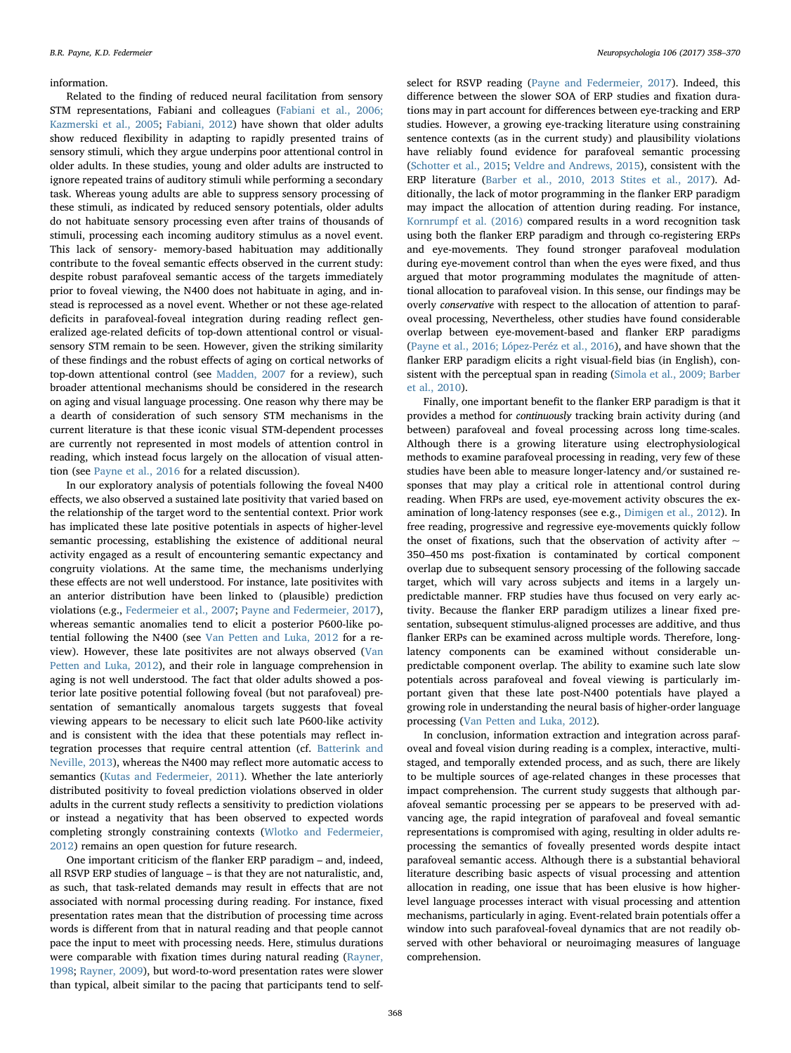information.

Related to the finding of reduced neural facilitation from sensory STM representations, Fabiani and colleagues (Fabiani et al., 2006; Kazmerski et al., 2005; Fabiani, 2012) have shown that older adults show reduced flexibility in adapting to rapidly presented trains of sensory stimuli, which they argue underpins poor attentional control in older adults. In these studies, young and older adults are instructed to ignore repeated trains of auditory stimuli while performing a secondary task. Whereas young adults are able to suppress sensory processing of these stimuli, as indicated by reduced sensory potentials, older adults do not habituate sensory processing even after trains of thousands of stimuli, processing each incoming auditory stimulus as a novel event. This lack of sensory- memory-based habituation may additionally contribute to the foveal semantic effects observed in the current study: despite robust parafoveal semantic access of the targets immediately prior to foveal viewing, the N400 does not habituate in aging, and instead is reprocessed as a novel event. Whether or not these age-related deficits in parafoveal-foveal integration during reading reflect generalized age-related deficits of top-down attentional control or visual-sensory STM remain to be seen. However, given the striking similarity of these findings and the robust effects of aging on cortical networks of top-down attentional control (see Madden, 2007 for a review), such broader attentional mechanisms should be considered in the research on aging and visual language processing. One reason why there may be a dearth of consideration of such sensory STM mechanisms in the current literature is that these iconic visual STM-dependent processes are currently not represented in most models of attention control in reading, which instead focus largely on the allocation of visual attention (see Payne et al., 2016 for a related discussion).

In our exploratory analysis of potentials following the foveal N400 effects, we also observed a sustained late positivity that varied based on the relationship of the target word to the sentential context. Prior work has implicated these late positive potentials in aspects of higher-level semantic processing, establishing the existence of additional neural activity engaged as a result of encountering semantic expectancy and congruity violations. At the same time, the mechanisms underlying these effects are not well understood. For instance, late positivites with an anterior distribution have been linked to (plausible) prediction violations (e.g., Federmeier et al., 2007; Payne and Federmeier, 2017), whereas semantic anomalies tend to elicit a posterior P600-like potential following the N400 (see Van Petten and Luka, 2012 for a review). However, these late positivites are not always observed (Van Petten and Luka, 2012), and their role in language comprehension in aging is not well understood. The fact that older adults showed a posterior late positive potential following foveal (but not parafoveal) presentation of semantically anomalous targets suggests that foveal viewing appears to be necessary to elicit such late P600-like activity and is consistent with the idea that these potentials may reflect integration processes that require central attention (cf. Batterink and Neville, 2013), whereas the N400 may reflect more automatic access to semantics (Kutas and Federmeier, 2011). Whether the late anteriorly distributed positivity to foveal prediction violations observed in older adults in the current study reflects a sensitivity to prediction violations or instead a negativity that has been observed to expected words completing strongly constraining contexts (Wlotko and Federmeier, 2012) remains an open question for future research.

One important criticism of the flanker ERP paradigm – and, indeed, all RSVP ERP studies of language – is that they are not naturalistic, and, as such, that task-related demands may result in effects that are not associated with normal processing during reading. For instance, fixed presentation rates mean that the distribution of processing time across words is different from that in natural reading and that people cannot pace the input to meet with processing needs. Here, stimulus durations were comparable with fixation times during natural reading (Rayner, 1998; Rayner, 2009), but word-to-word presentation rates were slower than typical, albeit similar to the pacing that participants tend to self-select for RSVP reading (Payne and Federmeier, 2017). Indeed, this difference between the slower SOA of ERP studies and fixation durations may in part account for differences between eye-tracking and ERP studies. However, a growing eye-tracking literature using constraining sentence contexts (as in the current study) and plausibility violations have reliably found evidence for parafoveal semantic processing (Schotter et al., 2015; Veldre and Andrews, 2015), consistent with the ERP literature (Barber et al., 2010, 2013 Stites et al., 2017). Additionally, the lack of motor programming in the flanker ERP paradigm may impact the allocation of attention during reading. For instance, Kornrumpf et al. (2016) compared results in a word recognition task using both the flanker ERP paradigm and through co-registering ERPs and eye-movements. They found stronger parafoveal modulation during eye-movement control than when the eyes were fixed, and thus argued that motor programming modulates the magnitude of attentional allocation to parafoveal vision. In this sense, our findings may be overly *conservative* with respect to the allocation of attention to parafoveal processing, Nevertheless, other studies have found considerable overlap between eye-movement-based and flanker ERP paradigms (Payne et al., 2016; López-Peréz et al., 2016), and have shown that the flanker ERP paradigm elicits a right visual-field bias (in English), consistent with the perceptual span in reading (Simola et al., 2009; Barber et al., 2010).

Finally, one important benefit to the flanker ERP paradigm is that it provides a method for *continuously* tracking brain activity during (and between) parafoveal and foveal processing across long time-scales. Although there is a growing literature using electrophysiological methods to examine parafoveal processing in reading, very few of these studies have been able to measure longer-latency and/or sustained responses that may play a critical role in attentional control during reading. When FRPs are used, eye-movement activity obscures the examination of long-latency responses (see e.g., Dimigen et al., 2012). In free reading, progressive and regressive eye-movements quickly follow the onset of fixations, such that the observation of activity after ~ 350–450 ms post-fixation is contaminated by cortical component overlap due to subsequent sensory processing of the following saccade target, which will vary across subjects and items in a largely unpredictable manner. FRP studies have thus focused on very early activity. Because the flanker ERP paradigm utilizes a linear fixed presentation, subsequent stimulus-aligned processes are additive, and thus flanker ERPs can be examined across multiple words. Therefore, long-latency components can be examined without considerable unpredictable component overlap. The ability to examine such late slow potentials across parafoveal and foveal viewing is particularly important given that these late post-N400 potentials have played a growing role in understanding the neural basis of higher-order language processing (Van Petten and Luka, 2012).

In conclusion, information extraction and integration across parafoveal and foveal vision during reading is a complex, interactive, multi-staged, and temporally extended process, and as such, there are likely to be multiple sources of age-related changes in these processes that impact comprehension. The current study suggests that although parafoveal semantic processing per se appears to be preserved with advancing age, the rapid integration of parafoveal and foveal semantic representations is compromised with aging, resulting in older adults reprocessing the semantics of foveally presented words despite intact parafoveal semantic access. Although there is a substantial behavioral literature describing basic aspects of visual processing and attention allocation in reading, one issue that has been elusive is how higher-level language processes interact with visual processing and attention mechanisms, particularly in aging. Event-related brain potentials offer a window into such parafoveal-foveal dynamics that are not readily observed with other behavioral or neuroimaging measures of language comprehension.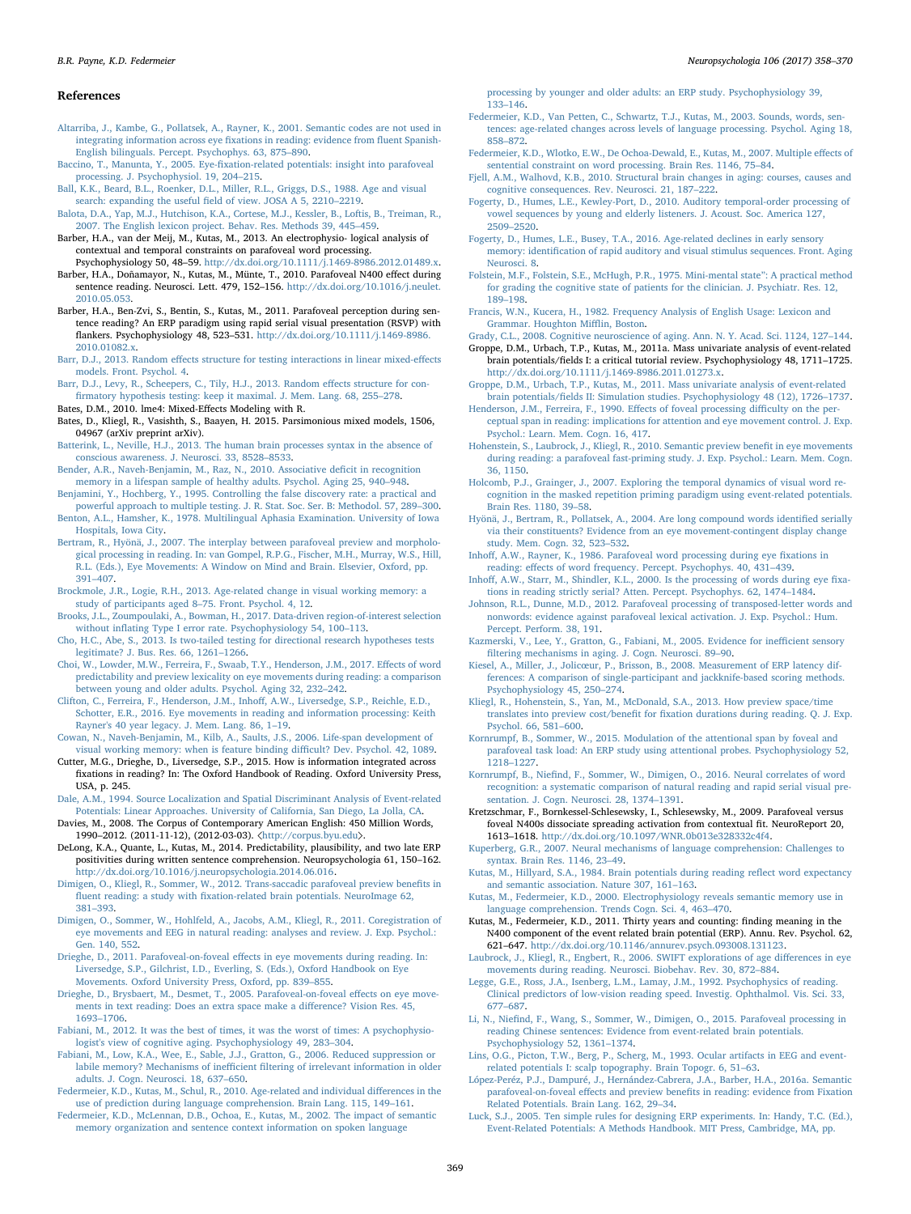## References

Altarriba, J., Kambe, G., Pollatsek, A., Rayner, K., 2001. Semantic codes are not used in integrating information across eye fixations in reading: evidence from fluent Spanish-English bilinguals. Percept. Psychophys. 63, 875–890.

Baccino, T., Manunta, Y., 2005. Eye-fixation-related potentials: insight into parafoveal processing. J. Psychophysiol. 19, 204–215.

Ball, K.K., Beard, B.L., Roenker, D.L., Miller, R.L., Griggs, D.S., 1988. Age and visual search: expanding the useful field of view. JOSA A 5, 2210–2219.

Balota, D.A., Yap, M.J., Hutchison, K.A., Cortese, M.J., Kessler, B., Loftis, B., Treiman, R., 2007. The English lexicon project. Behav. Res. Methods 39, 445–459.

Barber, H.A., van der Meij, M., Kutas, M., 2013. An electrophysio- logical analysis of contextual and temporal constraints on parafoveal word processing. Psychophysiology 50, 48–59. http://dx.doi.org/10.1111/j.1469-8986.2012.01489.x.

Barber, H.A., Doñamayor, N., Kutas, M., Münte, T., 2010. Parafoveal N400 effect during sentence reading. Neurosci. Lett. 479, 152–156. http://dx.doi.org/10.1016/j.neulet.2010.05.053.

Barber, H.A., Ben-Zvi, S., Bentin, S., Kutas, M., 2011. Parafoveal perception during sentence reading? An ERP paradigm using rapid serial visual presentation (RSVP) with flankers. Psychophysiology 48, 523–531. http://dx.doi.org/10.1111/j.1469-8986.2010.01082.x.

Barr, D.J., 2013. Random effects structure for testing interactions in linear mixed-effects models. Front. Psychol. 4.

Barr, D.J., Levy, R., Scheepers, C., Tily, H.J., 2013. Random effects structure for confirmatory hypothesis testing: keep it maximal. J. Mem. Lang. 68, 255–278.

Bates, D.M., 2010. lme4: Mixed-Effects Modeling with R.

Bates, D., Kliegl, R., Vasishth, S., Baayen, H. 2015. Parsimonious mixed models, 1506, 04967 (arXiv preprint arXiv).

Batterink, L., Neville, H.J., 2013. The human brain processes syntax in the absence of conscious awareness. J. Neurosci. 33, 8528–8533.

Bender, A.R., Naveh-Benjamin, M., Raz, N., 2010. Associative deficit in recognition memory in a lifespan sample of healthy adults. Psychol. Aging 25, 940–948.

Benjamini, Y., Hochberg, Y., 1995. Controlling the false discovery rate: a practical and powerful approach to multiple testing. J. R. Stat. Soc. Ser. B: Methodol. 57, 289–300.

Benton, A.L., Hamsher, K., 1978. Multilingual Aphasia Examination. University of Iowa Hospitals, Iowa City.

Bertram, R., Hyönä, J., 2007. The interplay between parafoveal preview and morphological processing in reading. In: van Gompel, R.P.G., Fischer, M.H., Murray, W.S., Hill, R.L. (Eds.), Eye Movements: A Window on Mind and Brain. Elsevier, Oxford, pp. 391–407.

Brockmole, J.R., Logie, R.H., 2013. Age-related change in visual working memory: a study of participants aged 8–75. Front. Psychol. 4, 12.

Brooks, J.L., Zoumpoulaki, A., Bowman, H., 2017. Data-driven region-of-interest selection without inflating Type I error rate. Psychophysiology 54, 100–113.

Cho, H.C., Abe, S., 2013. Is two-tailed testing for directional research hypotheses tests legitimate? J. Bus. Res. 66, 1261–1266.

Choi, W., Lowder, M.W., Ferreira, F., Swaab, T.Y., Henderson, J.M., 2017. Effects of word predictability and preview lexicality on eye movements during reading: a comparison between young and older adults. Psychol. Aging 32, 232–242.

Clifton, C., Ferreira, F., Henderson, J.M., Inhoff, A.W., Liversedge, S.P., Reichle, E.D., Schotter, E.R., 2016. Eye movements in reading and information processing: Keith Rayner's 40 year legacy. J. Mem. Lang. 86, 1–19.

Cowan, N., Naveh-Benjamin, M., Kilb, A., Saults, J.S., 2006. Life-span development of visual working memory: when is feature binding difficult? Dev. Psychol. 42, 1089.

Cutter, M.G., Drieghe, D., Liversedge, S.P., 2015. How is information integrated across fixations in reading? In: The Oxford Handbook of Reading. Oxford University Press, USA, p. 245.

Dale, A.M., 1994. Source Localization and Spatial Discriminant Analysis of Event-related Potentials: Linear Approaches. University of California, San Diego, La Jolla, CA.

Davies, M., 2008. The Corpus of Contemporary American English: 450 Million Words, 1990–2012. (2011-11-12), (2012-03-03). 〈http://corpus.byu.edu〉.

DeLong, K.A., Quante, L., Kutas, M., 2014. Predictability, plausibility, and two late ERP positivities during written sentence comprehension. Neuropsychologia 61, 150–162. http://dx.doi.org/10.1016/j.neuropsychologia.2014.06.016.

Dimigen, O., Kliegl, R., Sommer, W., 2012. Trans-saccadic parafoveal preview benefits in fluent reading: a study with fixation-related brain potentials. NeuroImage 62, 381–393.

Dimigen, O., Sommer, W., Hohlfeld, A., Jacobs, A.M., Kliegl, R., 2011. Coregistration of eye movements and EEG in natural reading: analyses and review. J. Exp. Psychol.: Gen. 140, 552.

Drieghe, D., 2011. Parafoveal-on-foveal effects in eye movements during reading. In: Liversedge, S.P., Gilchrist, I.D., Everling, S. (Eds.), Oxford Handbook on Eye Movements. Oxford University Press, Oxford, pp. 839–855.

Drieghe, D., Brysbaert, M., Desmet, T., 2005. Parafoveal-on-foveal effects on eye movements in text reading: Does an extra space make a difference? Vision Res. 45, 1693–1706.

Fabiani, M., 2012. It was the best of times, it was the worst of times: A psychophysiologist's view of cognitive aging. Psychophysiology 49, 283–304.

Fabiani, M., Low, K.A., Wee, E., Sable, J.J., Gratton, G., 2006. Reduced suppression or labile memory? Mechanisms of inefficient filtering of irrelevant information in older adults. J. Cogn. Neurosci. 18, 637–650.

Federmeier, K.D., Kutas, M., Schul, R., 2010. Age-related and individual differences in the use of prediction during language comprehension. Brain Lang. 115, 149–161.

Federmeier, K.D., McLennan, D.B., Ochoa, E., Kutas, M., 2002. The impact of semantic memory organization and sentence context information on spoken language processing by younger and older adults: an ERP study. Psychophysiology 39, 133–146.

Federmeier, K.D., Van Petten, C., Schwartz, T.J., Kutas, M., 2003. Sounds, words, sentences: age-related changes across levels of language processing. Psychol. Aging 18, 858–872.

Federmeier, K.D., Wlotko, E.W., De Ochoa-Dewald, E., Kutas, M., 2007. Multiple effects of sentential constraint on word processing. Brain Res. 1146, 75–84.

Fjell, A.M., Walhovd, K.B., 2010. Structural brain changes in aging: courses, causes and cognitive consequences. Rev. Neurosci. 21, 187–222.

Fogerty, D., Humes, L.E., Kewley-Port, D., 2010. Auditory temporal-order processing of vowel sequences by young and elderly listeners. J. Acoust. Soc. America 127, 2509–2520.

Fogerty, D., Humes, L.E., Busey, T.A., 2016. Age-related declines in early sensory memory: identification of rapid auditory and visual stimulus sequences. Front. Aging Neurosci. 8.

Folstein, M.F., Folstein, S.E., McHugh, P.R., 1975. Mini-mental state": A practical method for grading the cognitive state of patients for the clinician. J. Psychiatr. Res. 12, 189–198.

Francis, W.N., Kucera, H., 1982. Frequency Analysis of English Usage: Lexicon and Grammar. Houghton Mifflin, Boston.

Grady, C.L., 2008. Cognitive neuroscience of aging. Ann. N. Y. Acad. Sci. 1124, 127–144.

Groppe, D.M., Urbach, T.P., Kutas, M., 2011a. Mass univariate analysis of event-related brain potentials/fields I: a critical tutorial review. Psychophysiology 48, 1711–1725. http://dx.doi.org/10.1111/j.1469-8986.2011.01273.x.

Groppe, D.M., Urbach, T.P., Kutas, M., 2011. Mass univariate analysis of event-related brain potentials/fields II: Simulation studies. Psychophysiology 48 (12), 1726–1737.

Henderson, J.M., Ferreira, F., 1990. Effects of foveal processing difficulty on the perceptual span in reading: implications for attention and eye movement control. J. Exp. Psychol.: Learn. Mem. Cogn. 16, 417.

Hohenstein, S., Laubrock, J., Kliegl, R., 2010. Semantic preview benefit in eye movements during reading: a parafoveal fast-priming study. J. Exp. Psychol.: Learn. Mem. Cogn. 36, 1150.

Holcomb, P.J., Grainger, J., 2007. Exploring the temporal dynamics of visual word recognition in the masked repetition priming paradigm using event-related potentials. Brain Res. 1180, 39–58.

Hyönä, J., Bertram, R., Pollatsek, A., 2004. Are long compound words identified serially via their constituents? Evidence from an eye movement-contingent display change study. Mem. Cogn. 32, 523–532.

Inhoff, A.W., Rayner, K., 1986. Parafoveal word processing during eye fixations in reading: effects of word frequency. Percept. Psychophys. 40, 431–439.

Inhoff, A.W., Starr, M., Shindler, K.L., 2000. Is the processing of words during eye fixations in reading strictly serial? Atten. Percept. Psychophys. 62, 1474–1484.

Johnson, R.L., Dunne, M.D., 2012. Parafoveal processing of transposed-letter words and nonwords: evidence against parafoveal lexical activation. J. Exp. Psychol.: Hum. Percept. Perform. 38, 191.

Kazmerski, V., Lee, Y., Gratton, G., Fabiani, M., 2005. Evidence for inefficient sensory filtering mechanisms in aging. J. Cogn. Neurosci. 89–90.

Kiesel, A., Miller, J., Jolicœur, P., Brisson, B., 2008. Measurement of ERP latency differences: A comparison of single-participant and jackknife-based scoring methods. Psychophysiology 45, 250–274.

Kliegl, R., Hohenstein, S., Yan, M., McDonald, S.A., 2013. How preview space/time translates into preview cost/benefit for fixation durations during reading. Q. J. Exp. Psychol. 66, 581–600.

Kornrumpf, B., Sommer, W., 2015. Modulation of the attentional span by foveal and parafoveal task load: An ERP study using attentional probes. Psychophysiology 52, 1218–1227.

Kornrumpf, B., Niefind, F., Sommer, W., Dimigen, O., 2016. Neural correlates of word recognition: a systematic comparison of natural reading and rapid serial visual presentation. J. Cogn. Neurosci. 28, 1374–1391.

Kretzschmar, F., Bornkessel-Schlesewsky, I., Schlesewsky, M., 2009. Parafoveal versus foveal N400s dissociate spreading activation from contextual fit. NeuroReport 20, 1613–1618. http://dx.doi.org/10.1097/WNR.0b013e328332c4f4.

Kuperberg, G.R., 2007. Neural mechanisms of language comprehension: Challenges to syntax. Brain Res. 1146, 23–49.

Kutas, M., Hillyard, S.A., 1984. Brain potentials during reading reflect word expectancy and semantic association. Nature 307, 161–163.

Kutas, M., Federmeier, K.D., 2000. Electrophysiology reveals semantic memory use in language comprehension. Trends Cogn. Sci. 4, 463–470.

Kutas, M., Federmeier, K.D., 2011. Thirty years and counting: finding meaning in the N400 component of the event related brain potential (ERP). Annu. Rev. Psychol. 62, 621–647. http://dx.doi.org/10.1146/annurev.psych.093008.131123.

Laubrock, J., Kliegl, R., Engbert, R., 2006. SWIFT explorations of age differences in eye movements during reading. Neurosci. Biobehav. Rev. 30, 872–884.

Legge, G.E., Ross, J.A., Isenberg, L.M., Lamay, J.M., 1992. Psychophysics of reading. Clinical predictors of low-vision reading speed. Investig. Ophthalmol. Vis. Sci. 33, 677–687.

Li, N., Niefind, F., Wang, S., Sommer, W., Dimigen, O., 2015. Parafoveal processing in reading Chinese sentences: Evidence from event-related brain potentials. Psychophysiology 52, 1361–1374.

Lins, O.G., Picton, T.W., Berg, P., Scherg, M., 1993. Ocular artifacts in EEG and event-related potentials I: scalp topography. Brain Topogr. 6, 51–63.

López-Peréz, P.J., Dampuré, J., Hernández-Cabrera, J.A., Barber, H.A., 2016a. Semantic parafoveal-on-foveal effects and preview benefits in reading: evidence from Fixation Related Potentials. Brain Lang. 162, 29–34.

Luck, S.J., 2005. Ten simple rules for designing ERP experiments. In: Handy, T.C. (Ed.), Event-Related Potentials: A Methods Handbook. MIT Press, Cambridge, MA, pp.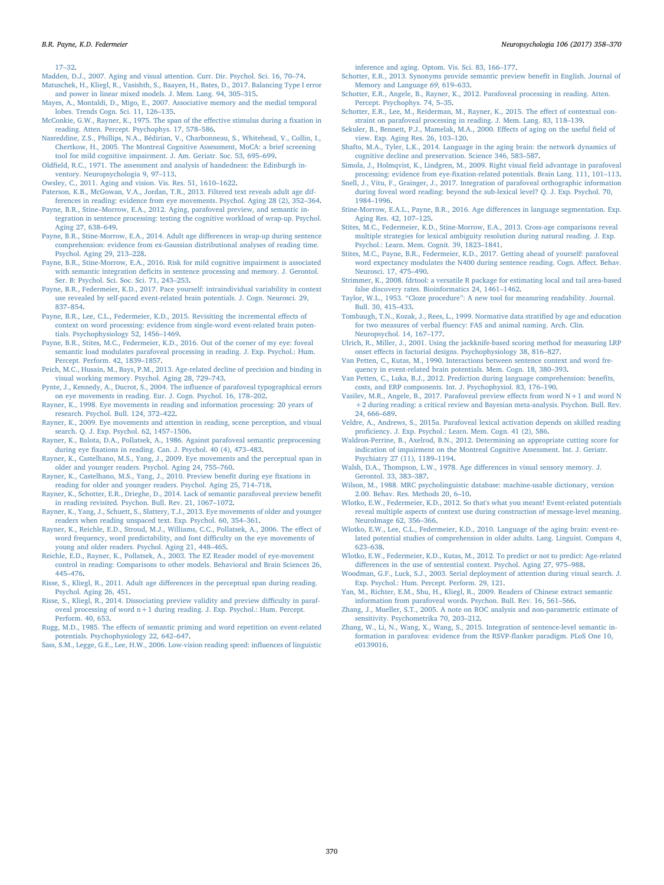17–32.

Madden, D.J., 2007. Aging and visual attention. Curr. Dir. Psychol. Sci. 16, 70–74.

Matuschek, H., Kliegl, R., Vasishth, S., Baayen, H., Bates, D., 2017. Balancing Type I error and power in linear mixed models. J. Mem. Lang. 94, 305–315.

Mayes, A., Montaldi, D., Migo, E., 2007. Associative memory and the medial temporal lobes. Trends Cogn. Sci. 11, 126–135.

McConkie, G.W., Rayner, K., 1975. The span of the effective stimulus during a fixation in reading. Atten. Percept. Psychophys. 17, 578–586.

Nasreddine, Z.S., Phillips, N.A., Bédirian, V., Charbonneau, S., Whitehead, V., Collin, I., Chertkow, H., 2005. The Montreal Cognitive Assessment, MoCA: a brief screening tool for mild cognitive impairment. J. Am. Geriatr. Soc. 53, 695–699.

Oldfield, R.C., 1971. The assessment and analysis of handedness: the Edinburgh inventory. Neuropsychologia 9, 97–113.

Owsley, C., 2011. Aging and vision. Vis. Res. 51, 1610–1622.

Paterson, K.B., McGowan, V.A., Jordan, T.R., 2013. Filtered text reveals adult age differences in reading: evidence from eye movements. Psychol. Aging 28 (2), 352–364.

Payne, B.R., Stine–Morrow, E.A., 2012. Aging, parafoveal preview, and semantic integration in sentence processing: testing the cognitive workload of wrap-up. Psychol. Aging 27, 638–649.

Payne, B.R., Stine-Morrow, E.A., 2014. Adult age differences in wrap-up during sentence comprehension: evidence from ex-Gaussian distributional analyses of reading time. Psychol. Aging 29, 213–228.

Payne, B.R., Stine-Morrow, E.A., 2016. Risk for mild cognitive impairment is associated with semantic integration deficits in sentence processing and memory. J. Gerontol. Ser. B: Psychol. Sci. Soc. Sci. 71, 243–253.

Payne, B.R., Federmeier, K.D., 2017. Pace yourself: intraindividual variability in context use revealed by self-paced event-related brain potentials. J. Cogn. Neurosci. 29, 837–854.

Payne, B.R., Lee, C.L., Federmeier, K.D., 2015. Revisiting the incremental effects of context on word processing: evidence from single-word event-related brain potentials. Psychophysiology 52, 1456–1469.

Payne, B.R., Stites, M.C., Federmeier, K.D., 2016. Out of the corner of my eye: foveal semantic load modulates parafoveal processing in reading. J. Exp. Psychol.: Hum. Percept. Perform. 42, 1839–1857.

Peich, M.C., Husain, M., Bays, P.M., 2013. Age-related decline of precision and binding in visual working memory. Psychol. Aging 28, 729–743.

Pynte, J., Kennedy, A., Ducrot, S., 2004. The influence of parafoveal typographical errors on eye movements in reading. Eur. J. Cogn. Psychol. 16, 178–202.

Rayner, K., 1998. Eye movements in reading and information processing: 20 years of research. Psychol. Bull. 124, 372–422.

Rayner, K., 2009. Eye movements and attention in reading, scene perception, and visual search. Q. J. Exp. Psychol. 62, 1457–1506.

Rayner, K., Balota, D.A., Pollatsek, A., 1986. Against parafoveal semantic preprocessing during eye fixations in reading. Can. J. Psychol. 40 (4), 473–483.

Rayner, K., Castelhano, M.S., Yang, J., 2009. Eye movements and the perceptual span in older and younger readers. Psychol. Aging 24, 755–760.

Rayner, K., Castelhano, M.S., Yang, J., 2010. Preview benefit during eye fixations in reading for older and younger readers. Psychol. Aging 25, 714–718.

Rayner, K., Schotter, E.R., Drieghe, D., 2014. Lack of semantic parafoveal preview benefit in reading revisited. Psychon. Bull. Rev. 21, 1067–1072.

Rayner, K., Yang, J., Schuett, S., Slattery, T.J., 2013. Eye movements of older and younger readers when reading unspaced text. Exp. Psychol. 60, 354–361.

Rayner, K., Reichle, E.D., Stroud, M.J., Williams, C.C., Pollatsek, A., 2006. The effect of word frequency, word predictability, and font difficulty on the eye movements of young and older readers. Psychol. Aging 21, 448–465.

Reichle, E.D., Rayner, K., Pollatsek, A., 2003. The EZ Reader model of eye-movement control in reading: Comparisons to other models. Behavioral and Brain Sciences 26, 445–476.

Risse, S., Kliegl, R., 2011. Adult age differences in the perceptual span during reading. Psychol. Aging 26, 451.

Risse, S., Kliegl, R., 2014. Dissociating preview validity and preview difficulty in parafoveal processing of word n+1 during reading. J. Exp. Psychol.: Hum. Percept. Perform. 40, 653.

Rugg, M.D., 1985. The effects of semantic priming and word repetition on event-related potentials. Psychophysiology 22, 642–647.

Sass, S.M., Legge, G.E., Lee, H.W., 2006. Low-vision reading speed: influences of linguistic inference and aging. Optom. Vis. Sci. 83, 166–177.

Schotter, E.R., 2013. Synonyms provide semantic preview benefit in English. Journal of Memory and Language *69*, 619–633.

Schotter, E.R., Angele, B., Rayner, K., 2012. Parafoveal processing in reading. Atten. Percept. Psychophys. 74, 5–35.

Schotter, E.R., Lee, M., Reiderman, M., Rayner, K., 2015. The effect of contextual constraint on parafoveal processing in reading. J. Mem. Lang. 83, 118–139.

Sekuler, B., Bennett, P.J., Mamelak, M.A., 2000. Effects of aging on the useful field of view. Exp. Aging Res. 26, 103–120.

Shafto, M.A., Tyler, L.K., 2014. Language in the aging brain: the network dynamics of cognitive decline and preservation. Science 346, 583–587.

Simola, J., Holmqvist, K., Lindgren, M., 2009. Right visual field advantage in parafoveal processing: evidence from eye-fixation-related potentials. Brain Lang. 111, 101–113.

Snell, J., Vitu, F., Grainger, J., 2017. Integration of parafoveal orthographic information during foveal word reading: beyond the sub-lexical level? Q. J. Exp. Psychol. 70, 1984–1996.

Stine-Morrow, E.A.L., Payne, B.R., 2016. Age differences in language segmentation. Exp. Aging Res. 42, 107–125.

Stites, M.C., Federmeier, K.D., Stine-Morrow, E.A., 2013. Cross-age comparisons reveal multiple strategies for lexical ambiguity resolution during natural reading. J. Exp. Psychol.: Learn. Mem. Cognit. 39, 1823–1841.

Stites, M.C., Payne, B.R., Federmeier, K.D., 2017. Getting ahead of yourself: parafoveal word expectancy modulates the N400 during sentence reading. Cogn. Affect. Behav. Neurosci. 17, 475–490.

Strimmer, K., 2008. fdrtool: a versatile R package for estimating local and tail area-based false discovery rates. Bioinformatics 24, 1461–1462.

Taylor, W.L., 1953. "Cloze procedure": A new tool for measuring readability. Journal. Bull. 30, 415–433.

Tombaugh, T.N., Kozak, J., Rees, L., 1999. Normative data stratified by age and education for two measures of verbal fluency: FAS and animal naming. Arch. Clin. Neuropsychol. 14, 167–177.

Ulrich, R., Miller, J., 2001. Using the jackknife-based scoring method for measuring LRP onset effects in factorial designs. Psychophysiology 38, 816–827.

Van Petten, C., Kutas, M., 1990. Interactions between sentence context and word frequency in event-related brain potentials. Mem. Cogn. 18, 380–393.

Van Petten, C., Luka, B.J., 2012. Prediction during language comprehension: benefits, costs, and ERP components. Int. J. Psychophysiol. 83, 176–190.

Vasilev, M.R., Angele, B., 2017. Parafoveal preview effects from word N+1 and word N+2 during reading: a critical review and Bayesian meta-analysis. Psychon. Bull. Rev. 24, 666–689.

Veldre, A., Andrews, S., 2015a. Parafoveal lexical activation depends on skilled reading proficiency. J. Exp. Psychol.: Learn. Mem. Cogn. 41 (2), 586.

Waldron-Perrine, B., Axelrod, B.N., 2012. Determining an appropriate cutting score for indication of impairment on the Montreal Cognitive Assessment. Int. J. Geriatr. Psychiatry 27 (11), 1189–1194.

Walsh, D.A., Thompson, L.W., 1978. Age differences in visual sensory memory. J. Gerontol. 33, 383–387.

Wilson, M., 1988. MRC psycholinguistic database: machine-usable dictionary, version 2.00. Behav. Res. Methods 20, 6–10.

Wlotko, E.W., Federmeier, K.D., 2012. So that's what you meant! Event-related potentials reveal multiple aspects of context use during construction of message-level meaning. NeuroImage 62, 356–366.

Wlotko, E.W., Lee, C.L., Federmeier, K.D., 2010. Language of the aging brain: event-related potential studies of comprehension in older adults. Lang. Linguist. Compass 4, 623–638.

Wlotko, E.W., Federmeier, K.D., Kutas, M., 2012. To predict or not to predict: Age-related differences in the use of sentential context. Psychol. Aging 27, 975–988.

Woodman, G.F., Luck, S.J., 2003. Serial deployment of attention during visual search. J. Exp. Psychol.: Hum. Percept. Perform. 29, 121.

Yan, M., Richter, E.M., Shu, H., Kliegl, R., 2009. Readers of Chinese extract semantic information from parafoveal words. Psychon. Bull. Rev. 16, 561–566.

Zhang, J., Mueller, S.T., 2005. A note on ROC analysis and non-parametric estimate of sensitivity. Psychometrika 70, 203–212.

Zhang, W., Li, N., Wang, X., Wang, S., 2015. Integration of sentence-level semantic information in parafovea: evidence from the RSVP-flanker paradigm. PLoS One 10, e0139016.